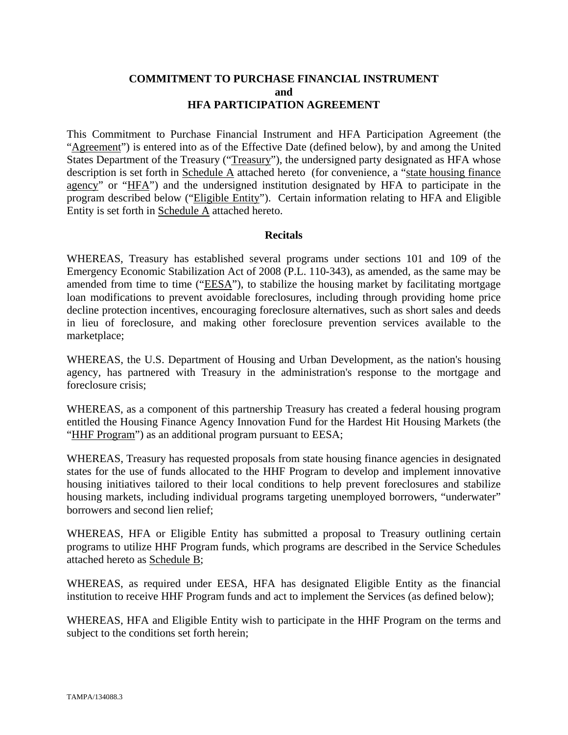# COMMITMENT TO PURCHASE FINANCIAL INSTRUMENT
## and
## HFA PARTICIPATION AGREEMENT

This Commitment to Purchase Financial Instrument and HFA Participation Agreement (the "Agreement") is entered into as of the Effective Date (defined below), by and among the United States Department of the Treasury ("Treasury"), the undersigned party designated as HFA whose description is set forth in Schedule A attached hereto (for convenience, a "state housing finance agency" or "HFA") and the undersigned institution designated by HFA to participate in the program described below ("Eligible Entity"). Certain information relating to HFA and Eligible Entity is set forth in Schedule A attached hereto.

**Recitals**

WHEREAS, Treasury has established several programs under sections 101 and 109 of the Emergency Economic Stabilization Act of 2008 (P.L. 110-343), as amended, as the same may be amended from time to time ("EESA"), to stabilize the housing market by facilitating mortgage loan modifications to prevent avoidable foreclosures, including through providing home price decline protection incentives, encouraging foreclosure alternatives, such as short sales and deeds in lieu of foreclosure, and making other foreclosure prevention services available to the marketplace;

WHEREAS, the U.S. Department of Housing and Urban Development, as the nation's housing agency, has partnered with Treasury in the administration's response to the mortgage and foreclosure crisis;

WHEREAS, as a component of this partnership Treasury has created a federal housing program entitled the Housing Finance Agency Innovation Fund for the Hardest Hit Housing Markets (the "HHF Program") as an additional program pursuant to EESA;

WHEREAS, Treasury has requested proposals from state housing finance agencies in designated states for the use of funds allocated to the HHF Program to develop and implement innovative housing initiatives tailored to their local conditions to help prevent foreclosures and stabilize housing markets, including individual programs targeting unemployed borrowers, "underwater" borrowers and second lien relief;

WHEREAS, HFA or Eligible Entity has submitted a proposal to Treasury outlining certain programs to utilize HHF Program funds, which programs are described in the Service Schedules attached hereto as Schedule B;

WHEREAS, as required under EESA, HFA has designated Eligible Entity as the financial institution to receive HHF Program funds and act to implement the Services (as defined below);

WHEREAS, HFA and Eligible Entity wish to participate in the HHF Program on the terms and subject to the conditions set forth herein;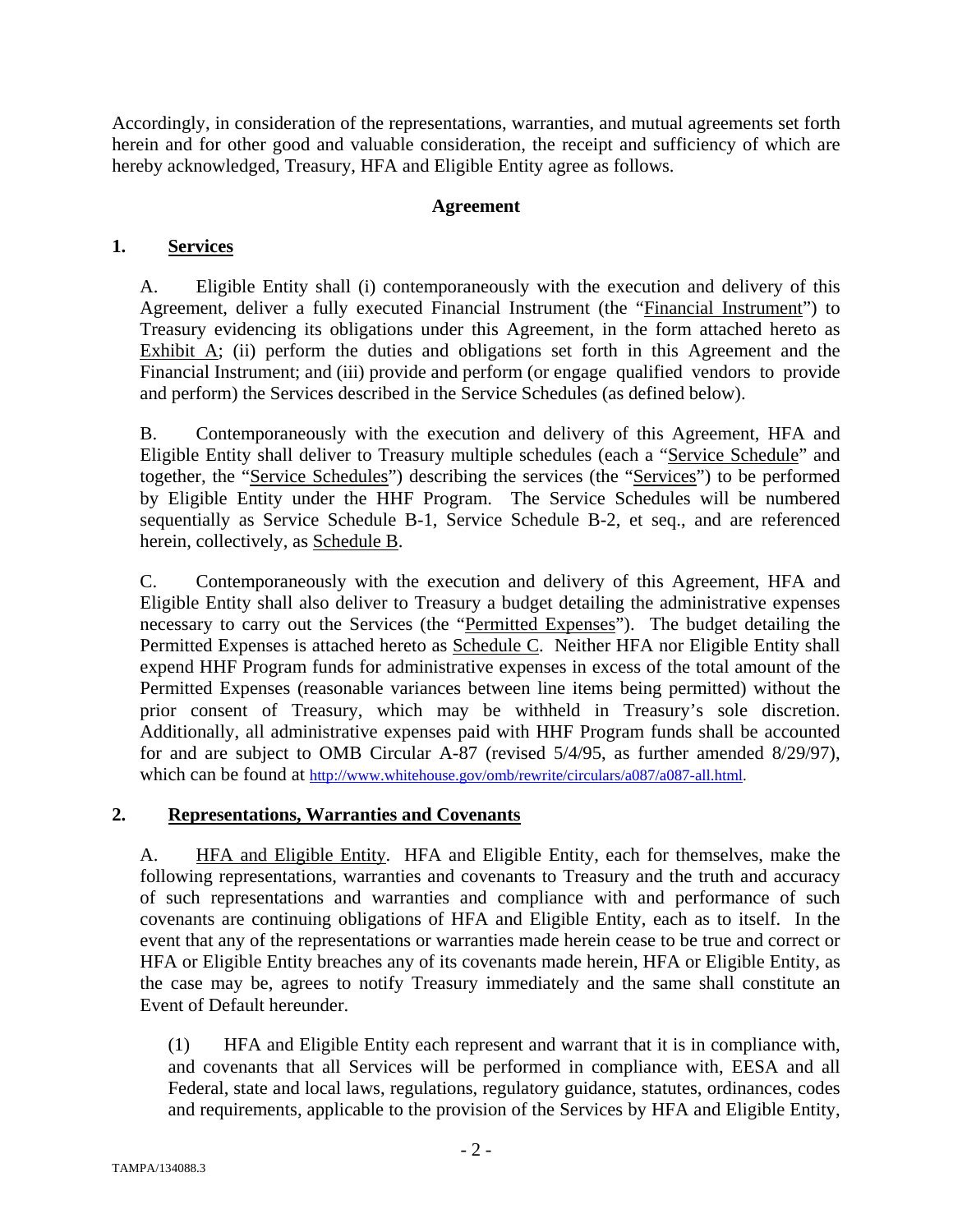Accordingly, in consideration of the representations, warranties, and mutual agreements set forth herein and for other good and valuable consideration, the receipt and sufficiency of which are hereby acknowledged, Treasury, HFA and Eligible Entity agree as follows.

**Agreement**

## 1. Services

A. Eligible Entity shall (i) contemporaneously with the execution and delivery of this Agreement, deliver a fully executed Financial Instrument (the "Financial Instrument") to Treasury evidencing its obligations under this Agreement, in the form attached hereto as Exhibit A; (ii) perform the duties and obligations set forth in this Agreement and the Financial Instrument; and (iii) provide and perform (or engage qualified vendors to provide and perform) the Services described in the Service Schedules (as defined below).

B. Contemporaneously with the execution and delivery of this Agreement, HFA and Eligible Entity shall deliver to Treasury multiple schedules (each a "Service Schedule" and together, the "Service Schedules") describing the services (the "Services") to be performed by Eligible Entity under the HHF Program. The Service Schedules will be numbered sequentially as Service Schedule B-1, Service Schedule B-2, et seq., and are referenced herein, collectively, as Schedule B.

C. Contemporaneously with the execution and delivery of this Agreement, HFA and Eligible Entity shall also deliver to Treasury a budget detailing the administrative expenses necessary to carry out the Services (the "Permitted Expenses"). The budget detailing the Permitted Expenses is attached hereto as Schedule C. Neither HFA nor Eligible Entity shall expend HHF Program funds for administrative expenses in excess of the total amount of the Permitted Expenses (reasonable variances between line items being permitted) without the prior consent of Treasury, which may be withheld in Treasury's sole discretion. Additionally, all administrative expenses paid with HHF Program funds shall be accounted for and are subject to OMB Circular A-87 (revised 5/4/95, as further amended 8/29/97), which can be found at http://www.whitehouse.gov/omb/rewrite/circulars/a087/a087-all.html.

## 2. Representations, Warranties and Covenants

A. HFA and Eligible Entity. HFA and Eligible Entity, each for themselves, make the following representations, warranties and covenants to Treasury and the truth and accuracy of such representations and warranties and compliance with and performance of such covenants are continuing obligations of HFA and Eligible Entity, each as to itself. In the event that any of the representations or warranties made herein cease to be true and correct or HFA or Eligible Entity breaches any of its covenants made herein, HFA or Eligible Entity, as the case may be, agrees to notify Treasury immediately and the same shall constitute an Event of Default hereunder.

(1) HFA and Eligible Entity each represent and warrant that it is in compliance with, and covenants that all Services will be performed in compliance with, EESA and all Federal, state and local laws, regulations, regulatory guidance, statutes, ordinances, codes and requirements, applicable to the provision of the Services by HFA and Eligible Entity,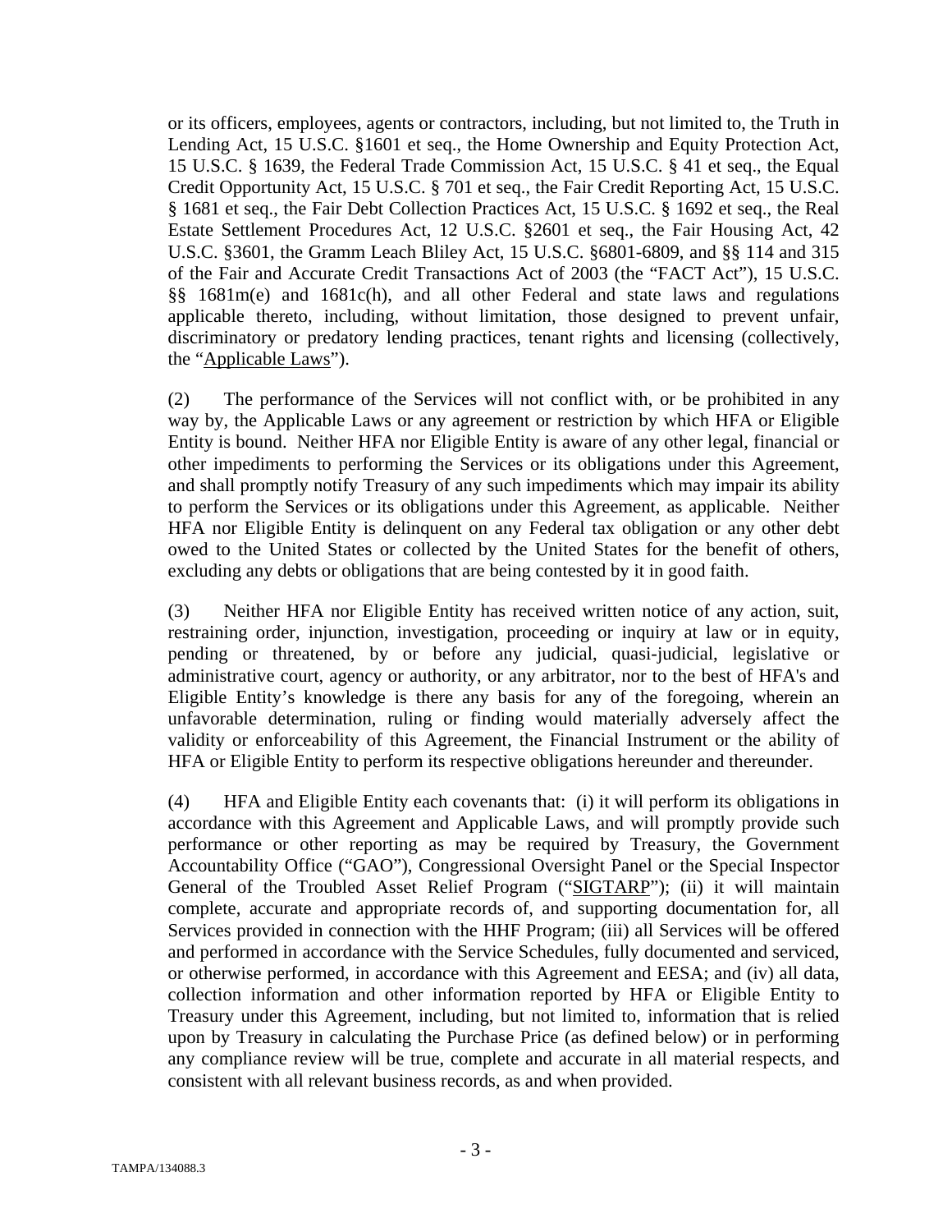or its officers, employees, agents or contractors, including, but not limited to, the Truth in Lending Act, 15 U.S.C. §1601 et seq., the Home Ownership and Equity Protection Act, 15 U.S.C. § 1639, the Federal Trade Commission Act, 15 U.S.C. § 41 et seq., the Equal Credit Opportunity Act, 15 U.S.C. § 701 et seq., the Fair Credit Reporting Act, 15 U.S.C. § 1681 et seq., the Fair Debt Collection Practices Act, 15 U.S.C. § 1692 et seq., the Real Estate Settlement Procedures Act, 12 U.S.C. §2601 et seq., the Fair Housing Act, 42 U.S.C. §3601, the Gramm Leach Bliley Act, 15 U.S.C. §6801-6809, and §§ 114 and 315 of the Fair and Accurate Credit Transactions Act of 2003 (the "FACT Act"), 15 U.S.C. §§ 1681m(e) and 1681c(h), and all other Federal and state laws and regulations applicable thereto, including, without limitation, those designed to prevent unfair, discriminatory or predatory lending practices, tenant rights and licensing (collectively, the "Applicable Laws").

(2) The performance of the Services will not conflict with, or be prohibited in any way by, the Applicable Laws or any agreement or restriction by which HFA or Eligible Entity is bound. Neither HFA nor Eligible Entity is aware of any other legal, financial or other impediments to performing the Services or its obligations under this Agreement, and shall promptly notify Treasury of any such impediments which may impair its ability to perform the Services or its obligations under this Agreement, as applicable. Neither HFA nor Eligible Entity is delinquent on any Federal tax obligation or any other debt owed to the United States or collected by the United States for the benefit of others, excluding any debts or obligations that are being contested by it in good faith.

(3) Neither HFA nor Eligible Entity has received written notice of any action, suit, restraining order, injunction, investigation, proceeding or inquiry at law or in equity, pending or threatened, by or before any judicial, quasi-judicial, legislative or administrative court, agency or authority, or any arbitrator, nor to the best of HFA's and Eligible Entity's knowledge is there any basis for any of the foregoing, wherein an unfavorable determination, ruling or finding would materially adversely affect the validity or enforceability of this Agreement, the Financial Instrument or the ability of HFA or Eligible Entity to perform its respective obligations hereunder and thereunder.

(4) HFA and Eligible Entity each covenants that: (i) it will perform its obligations in accordance with this Agreement and Applicable Laws, and will promptly provide such performance or other reporting as may be required by Treasury, the Government Accountability Office ("GAO"), Congressional Oversight Panel or the Special Inspector General of the Troubled Asset Relief Program ("SIGTARP"); (ii) it will maintain complete, accurate and appropriate records of, and supporting documentation for, all Services provided in connection with the HHF Program; (iii) all Services will be offered and performed in accordance with the Service Schedules, fully documented and serviced, or otherwise performed, in accordance with this Agreement and EESA; and (iv) all data, collection information and other information reported by HFA or Eligible Entity to Treasury under this Agreement, including, but not limited to, information that is relied upon by Treasury in calculating the Purchase Price (as defined below) or in performing any compliance review will be true, complete and accurate in all material respects, and consistent with all relevant business records, as and when provided.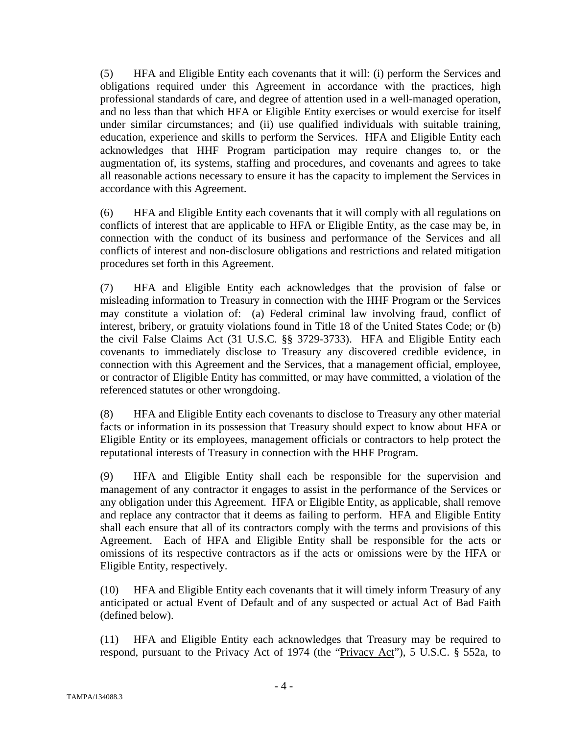(5) HFA and Eligible Entity each covenants that it will: (i) perform the Services and obligations required under this Agreement in accordance with the practices, high professional standards of care, and degree of attention used in a well-managed operation, and no less than that which HFA or Eligible Entity exercises or would exercise for itself under similar circumstances; and (ii) use qualified individuals with suitable training, education, experience and skills to perform the Services. HFA and Eligible Entity each acknowledges that HHF Program participation may require changes to, or the augmentation of, its systems, staffing and procedures, and covenants and agrees to take all reasonable actions necessary to ensure it has the capacity to implement the Services in accordance with this Agreement.

(6) HFA and Eligible Entity each covenants that it will comply with all regulations on conflicts of interest that are applicable to HFA or Eligible Entity, as the case may be, in connection with the conduct of its business and performance of the Services and all conflicts of interest and non-disclosure obligations and restrictions and related mitigation procedures set forth in this Agreement.

(7) HFA and Eligible Entity each acknowledges that the provision of false or misleading information to Treasury in connection with the HHF Program or the Services may constitute a violation of: (a) Federal criminal law involving fraud, conflict of interest, bribery, or gratuity violations found in Title 18 of the United States Code; or (b) the civil False Claims Act (31 U.S.C. §§ 3729-3733). HFA and Eligible Entity each covenants to immediately disclose to Treasury any discovered credible evidence, in connection with this Agreement and the Services, that a management official, employee, or contractor of Eligible Entity has committed, or may have committed, a violation of the referenced statutes or other wrongdoing.

(8) HFA and Eligible Entity each covenants to disclose to Treasury any other material facts or information in its possession that Treasury should expect to know about HFA or Eligible Entity or its employees, management officials or contractors to help protect the reputational interests of Treasury in connection with the HHF Program.

(9) HFA and Eligible Entity shall each be responsible for the supervision and management of any contractor it engages to assist in the performance of the Services or any obligation under this Agreement. HFA or Eligible Entity, as applicable, shall remove and replace any contractor that it deems as failing to perform. HFA and Eligible Entity shall each ensure that all of its contractors comply with the terms and provisions of this Agreement. Each of HFA and Eligible Entity shall be responsible for the acts or omissions of its respective contractors as if the acts or omissions were by the HFA or Eligible Entity, respectively.

(10) HFA and Eligible Entity each covenants that it will timely inform Treasury of any anticipated or actual Event of Default and of any suspected or actual Act of Bad Faith (defined below).

(11) HFA and Eligible Entity each acknowledges that Treasury may be required to respond, pursuant to the Privacy Act of 1974 (the "Privacy Act"), 5 U.S.C. § 552a, to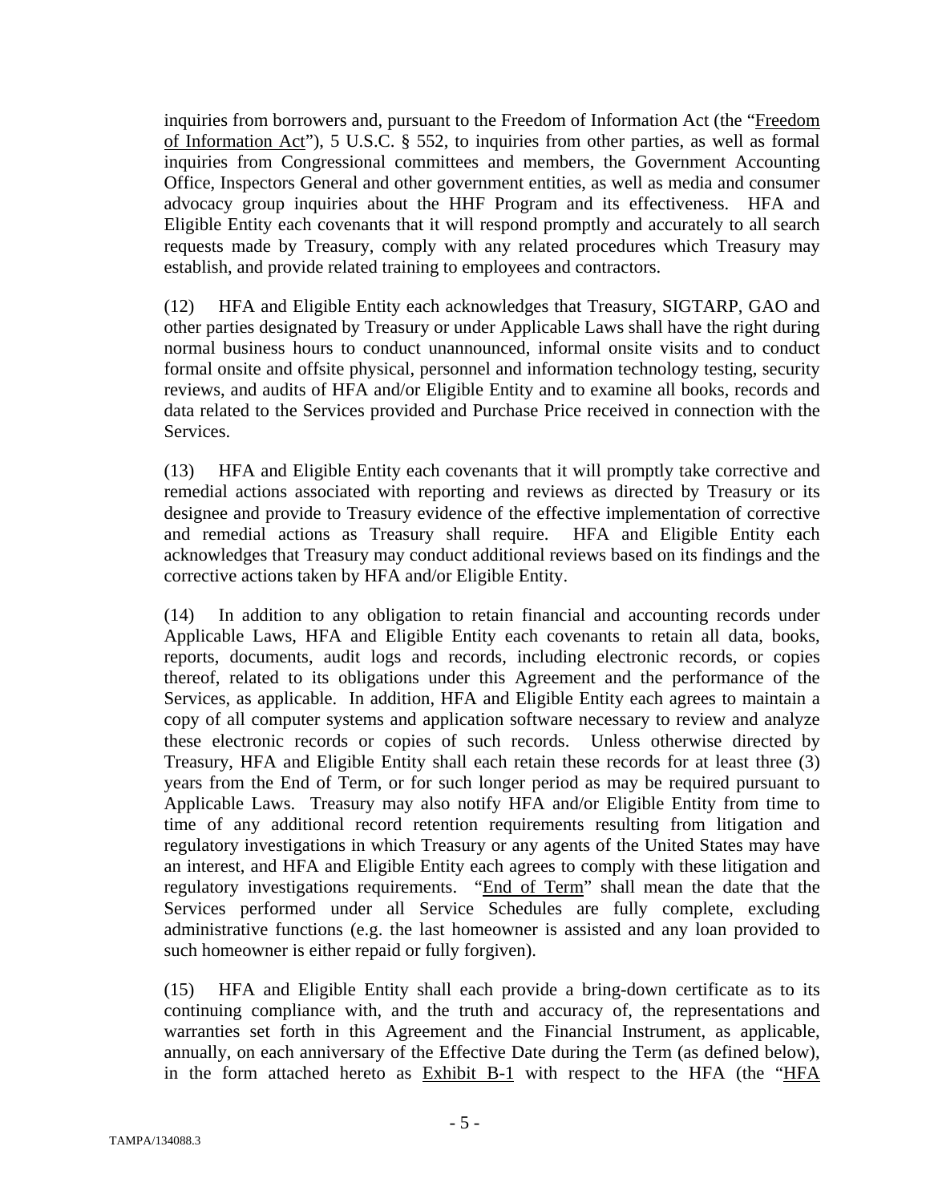inquiries from borrowers and, pursuant to the Freedom of Information Act (the "Freedom of Information Act"), 5 U.S.C. § 552, to inquiries from other parties, as well as formal inquiries from Congressional committees and members, the Government Accounting Office, Inspectors General and other government entities, as well as media and consumer advocacy group inquiries about the HHF Program and its effectiveness. HFA and Eligible Entity each covenants that it will respond promptly and accurately to all search requests made by Treasury, comply with any related procedures which Treasury may establish, and provide related training to employees and contractors.

(12) HFA and Eligible Entity each acknowledges that Treasury, SIGTARP, GAO and other parties designated by Treasury or under Applicable Laws shall have the right during normal business hours to conduct unannounced, informal onsite visits and to conduct formal onsite and offsite physical, personnel and information technology testing, security reviews, and audits of HFA and/or Eligible Entity and to examine all books, records and data related to the Services provided and Purchase Price received in connection with the Services.

(13) HFA and Eligible Entity each covenants that it will promptly take corrective and remedial actions associated with reporting and reviews as directed by Treasury or its designee and provide to Treasury evidence of the effective implementation of corrective and remedial actions as Treasury shall require. HFA and Eligible Entity each acknowledges that Treasury may conduct additional reviews based on its findings and the corrective actions taken by HFA and/or Eligible Entity.

(14) In addition to any obligation to retain financial and accounting records under Applicable Laws, HFA and Eligible Entity each covenants to retain all data, books, reports, documents, audit logs and records, including electronic records, or copies thereof, related to its obligations under this Agreement and the performance of the Services, as applicable. In addition, HFA and Eligible Entity each agrees to maintain a copy of all computer systems and application software necessary to review and analyze these electronic records or copies of such records. Unless otherwise directed by Treasury, HFA and Eligible Entity shall each retain these records for at least three (3) years from the End of Term, or for such longer period as may be required pursuant to Applicable Laws. Treasury may also notify HFA and/or Eligible Entity from time to time of any additional record retention requirements resulting from litigation and regulatory investigations in which Treasury or any agents of the United States may have an interest, and HFA and Eligible Entity each agrees to comply with these litigation and regulatory investigations requirements. "End of Term" shall mean the date that the Services performed under all Service Schedules are fully complete, excluding administrative functions (e.g. the last homeowner is assisted and any loan provided to such homeowner is either repaid or fully forgiven).

(15) HFA and Eligible Entity shall each provide a bring-down certificate as to its continuing compliance with, and the truth and accuracy of, the representations and warranties set forth in this Agreement and the Financial Instrument, as applicable, annually, on each anniversary of the Effective Date during the Term (as defined below), in the form attached hereto as Exhibit B-1 with respect to the HFA (the "HFA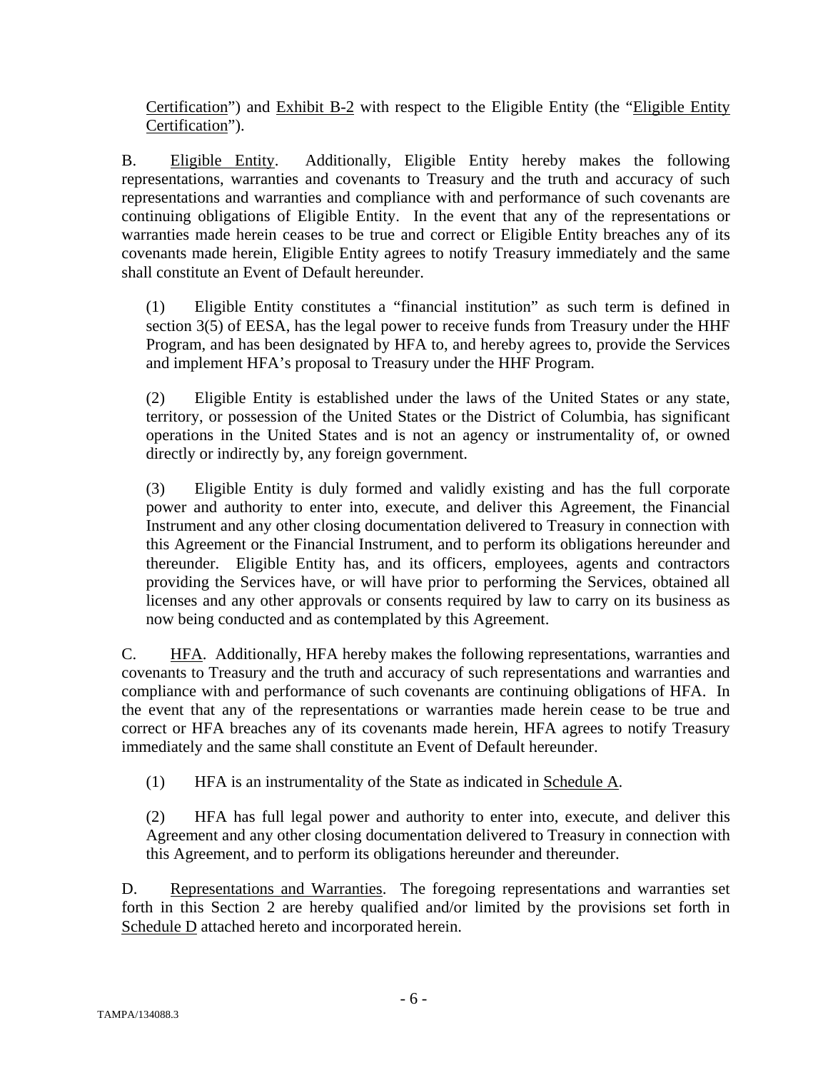Certification") and Exhibit B-2 with respect to the Eligible Entity (the "Eligible Entity Certification").

B. Eligible Entity. Additionally, Eligible Entity hereby makes the following representations, warranties and covenants to Treasury and the truth and accuracy of such representations and warranties and compliance with and performance of such covenants are continuing obligations of Eligible Entity. In the event that any of the representations or warranties made herein ceases to be true and correct or Eligible Entity breaches any of its covenants made herein, Eligible Entity agrees to notify Treasury immediately and the same shall constitute an Event of Default hereunder.

(1) Eligible Entity constitutes a "financial institution" as such term is defined in section 3(5) of EESA, has the legal power to receive funds from Treasury under the HHF Program, and has been designated by HFA to, and hereby agrees to, provide the Services and implement HFA's proposal to Treasury under the HHF Program.

(2) Eligible Entity is established under the laws of the United States or any state, territory, or possession of the United States or the District of Columbia, has significant operations in the United States and is not an agency or instrumentality of, or owned directly or indirectly by, any foreign government.

(3) Eligible Entity is duly formed and validly existing and has the full corporate power and authority to enter into, execute, and deliver this Agreement, the Financial Instrument and any other closing documentation delivered to Treasury in connection with this Agreement or the Financial Instrument, and to perform its obligations hereunder and thereunder. Eligible Entity has, and its officers, employees, agents and contractors providing the Services have, or will have prior to performing the Services, obtained all licenses and any other approvals or consents required by law to carry on its business as now being conducted and as contemplated by this Agreement.

C. HFA. Additionally, HFA hereby makes the following representations, warranties and covenants to Treasury and the truth and accuracy of such representations and warranties and compliance with and performance of such covenants are continuing obligations of HFA. In the event that any of the representations or warranties made herein cease to be true and correct or HFA breaches any of its covenants made herein, HFA agrees to notify Treasury immediately and the same shall constitute an Event of Default hereunder.

(1) HFA is an instrumentality of the State as indicated in Schedule A.

(2) HFA has full legal power and authority to enter into, execute, and deliver this Agreement and any other closing documentation delivered to Treasury in connection with this Agreement, and to perform its obligations hereunder and thereunder.

D. Representations and Warranties. The foregoing representations and warranties set forth in this Section 2 are hereby qualified and/or limited by the provisions set forth in Schedule D attached hereto and incorporated herein.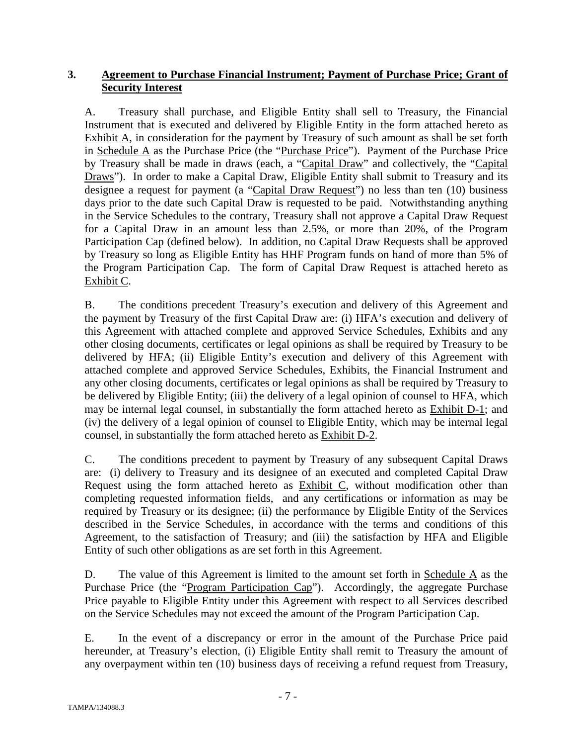**3. Agreement to Purchase Financial Instrument; Payment of Purchase Price; Grant of Security Interest**

A. Treasury shall purchase, and Eligible Entity shall sell to Treasury, the Financial Instrument that is executed and delivered by Eligible Entity in the form attached hereto as Exhibit A, in consideration for the payment by Treasury of such amount as shall be set forth in Schedule A as the Purchase Price (the "Purchase Price"). Payment of the Purchase Price by Treasury shall be made in draws (each, a "Capital Draw" and collectively, the "Capital Draws"). In order to make a Capital Draw, Eligible Entity shall submit to Treasury and its designee a request for payment (a "Capital Draw Request") no less than ten (10) business days prior to the date such Capital Draw is requested to be paid. Notwithstanding anything in the Service Schedules to the contrary, Treasury shall not approve a Capital Draw Request for a Capital Draw in an amount less than 2.5%, or more than 20%, of the Program Participation Cap (defined below). In addition, no Capital Draw Requests shall be approved by Treasury so long as Eligible Entity has HHF Program funds on hand of more than 5% of the Program Participation Cap. The form of Capital Draw Request is attached hereto as Exhibit C.

B. The conditions precedent Treasury's execution and delivery of this Agreement and the payment by Treasury of the first Capital Draw are: (i) HFA's execution and delivery of this Agreement with attached complete and approved Service Schedules, Exhibits and any other closing documents, certificates or legal opinions as shall be required by Treasury to be delivered by HFA; (ii) Eligible Entity's execution and delivery of this Agreement with attached complete and approved Service Schedules, Exhibits, the Financial Instrument and any other closing documents, certificates or legal opinions as shall be required by Treasury to be delivered by Eligible Entity; (iii) the delivery of a legal opinion of counsel to HFA, which may be internal legal counsel, in substantially the form attached hereto as Exhibit D-1; and (iv) the delivery of a legal opinion of counsel to Eligible Entity, which may be internal legal counsel, in substantially the form attached hereto as Exhibit D-2.

C. The conditions precedent to payment by Treasury of any subsequent Capital Draws are: (i) delivery to Treasury and its designee of an executed and completed Capital Draw Request using the form attached hereto as Exhibit C, without modification other than completing requested information fields, and any certifications or information as may be required by Treasury or its designee; (ii) the performance by Eligible Entity of the Services described in the Service Schedules, in accordance with the terms and conditions of this Agreement, to the satisfaction of Treasury; and (iii) the satisfaction by HFA and Eligible Entity of such other obligations as are set forth in this Agreement.

D. The value of this Agreement is limited to the amount set forth in Schedule A as the Purchase Price (the "Program Participation Cap"). Accordingly, the aggregate Purchase Price payable to Eligible Entity under this Agreement with respect to all Services described on the Service Schedules may not exceed the amount of the Program Participation Cap.

E. In the event of a discrepancy or error in the amount of the Purchase Price paid hereunder, at Treasury's election, (i) Eligible Entity shall remit to Treasury the amount of any overpayment within ten (10) business days of receiving a refund request from Treasury,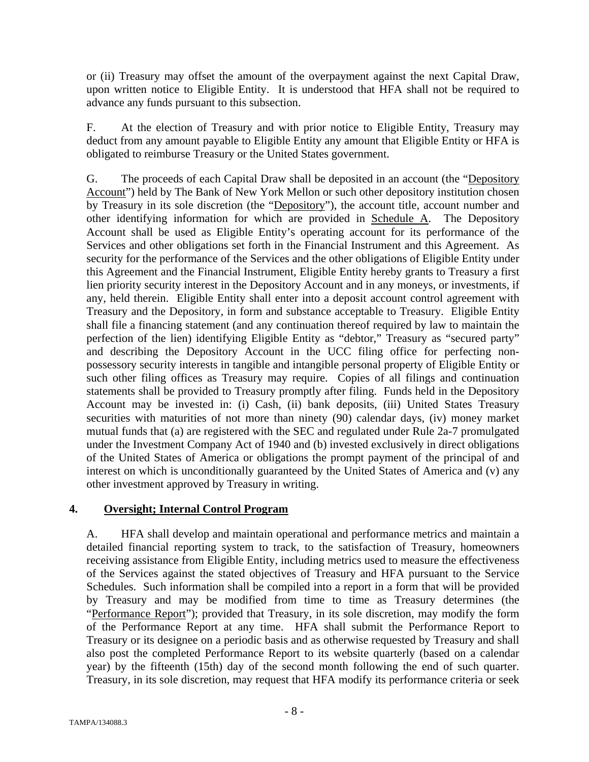or (ii) Treasury may offset the amount of the overpayment against the next Capital Draw, upon written notice to Eligible Entity. It is understood that HFA shall not be required to advance any funds pursuant to this subsection.

F. At the election of Treasury and with prior notice to Eligible Entity, Treasury may deduct from any amount payable to Eligible Entity any amount that Eligible Entity or HFA is obligated to reimburse Treasury or the United States government.

G. The proceeds of each Capital Draw shall be deposited in an account (the "Depository Account") held by The Bank of New York Mellon or such other depository institution chosen by Treasury in its sole discretion (the "Depository"), the account title, account number and other identifying information for which are provided in Schedule A. The Depository Account shall be used as Eligible Entity's operating account for its performance of the Services and other obligations set forth in the Financial Instrument and this Agreement. As security for the performance of the Services and the other obligations of Eligible Entity under this Agreement and the Financial Instrument, Eligible Entity hereby grants to Treasury a first lien priority security interest in the Depository Account and in any moneys, or investments, if any, held therein. Eligible Entity shall enter into a deposit account control agreement with Treasury and the Depository, in form and substance acceptable to Treasury. Eligible Entity shall file a financing statement (and any continuation thereof required by law to maintain the perfection of the lien) identifying Eligible Entity as "debtor," Treasury as "secured party" and describing the Depository Account in the UCC filing office for perfecting non-possessory security interests in tangible and intangible personal property of Eligible Entity or such other filing offices as Treasury may require. Copies of all filings and continuation statements shall be provided to Treasury promptly after filing. Funds held in the Depository Account may be invested in: (i) Cash, (ii) bank deposits, (iii) United States Treasury securities with maturities of not more than ninety (90) calendar days, (iv) money market mutual funds that (a) are registered with the SEC and regulated under Rule 2a-7 promulgated under the Investment Company Act of 1940 and (b) invested exclusively in direct obligations of the United States of America or obligations the prompt payment of the principal of and interest on which is unconditionally guaranteed by the United States of America and (v) any other investment approved by Treasury in writing.

## 4. Oversight; Internal Control Program

A. HFA shall develop and maintain operational and performance metrics and maintain a detailed financial reporting system to track, to the satisfaction of Treasury, homeowners receiving assistance from Eligible Entity, including metrics used to measure the effectiveness of the Services against the stated objectives of Treasury and HFA pursuant to the Service Schedules. Such information shall be compiled into a report in a form that will be provided by Treasury and may be modified from time to time as Treasury determines (the "Performance Report"); provided that Treasury, in its sole discretion, may modify the form of the Performance Report at any time. HFA shall submit the Performance Report to Treasury or its designee on a periodic basis and as otherwise requested by Treasury and shall also post the completed Performance Report to its website quarterly (based on a calendar year) by the fifteenth (15th) day of the second month following the end of such quarter. Treasury, in its sole discretion, may request that HFA modify its performance criteria or seek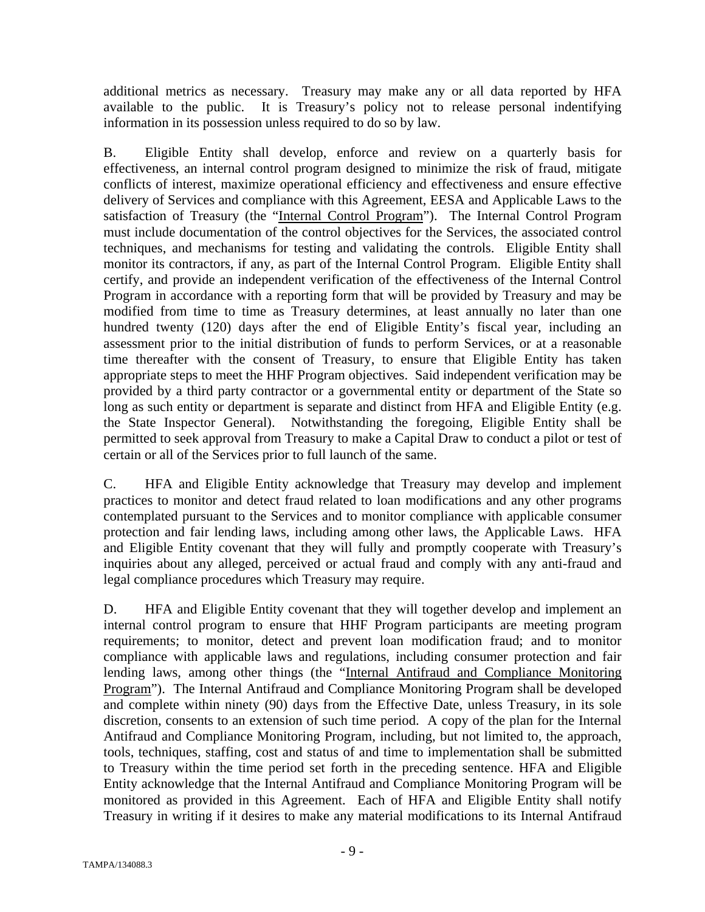additional metrics as necessary. Treasury may make any or all data reported by HFA available to the public. It is Treasury's policy not to release personal indentifying information in its possession unless required to do so by law.

B. Eligible Entity shall develop, enforce and review on a quarterly basis for effectiveness, an internal control program designed to minimize the risk of fraud, mitigate conflicts of interest, maximize operational efficiency and effectiveness and ensure effective delivery of Services and compliance with this Agreement, EESA and Applicable Laws to the satisfaction of Treasury (the "Internal Control Program"). The Internal Control Program must include documentation of the control objectives for the Services, the associated control techniques, and mechanisms for testing and validating the controls. Eligible Entity shall monitor its contractors, if any, as part of the Internal Control Program. Eligible Entity shall certify, and provide an independent verification of the effectiveness of the Internal Control Program in accordance with a reporting form that will be provided by Treasury and may be modified from time to time as Treasury determines, at least annually no later than one hundred twenty (120) days after the end of Eligible Entity's fiscal year, including an assessment prior to the initial distribution of funds to perform Services, or at a reasonable time thereafter with the consent of Treasury, to ensure that Eligible Entity has taken appropriate steps to meet the HHF Program objectives. Said independent verification may be provided by a third party contractor or a governmental entity or department of the State so long as such entity or department is separate and distinct from HFA and Eligible Entity (e.g. the State Inspector General). Notwithstanding the foregoing, Eligible Entity shall be permitted to seek approval from Treasury to make a Capital Draw to conduct a pilot or test of certain or all of the Services prior to full launch of the same.

C. HFA and Eligible Entity acknowledge that Treasury may develop and implement practices to monitor and detect fraud related to loan modifications and any other programs contemplated pursuant to the Services and to monitor compliance with applicable consumer protection and fair lending laws, including among other laws, the Applicable Laws. HFA and Eligible Entity covenant that they will fully and promptly cooperate with Treasury's inquiries about any alleged, perceived or actual fraud and comply with any anti-fraud and legal compliance procedures which Treasury may require.

D. HFA and Eligible Entity covenant that they will together develop and implement an internal control program to ensure that HHF Program participants are meeting program requirements; to monitor, detect and prevent loan modification fraud; and to monitor compliance with applicable laws and regulations, including consumer protection and fair lending laws, among other things (the "Internal Antifraud and Compliance Monitoring Program"). The Internal Antifraud and Compliance Monitoring Program shall be developed and complete within ninety (90) days from the Effective Date, unless Treasury, in its sole discretion, consents to an extension of such time period. A copy of the plan for the Internal Antifraud and Compliance Monitoring Program, including, but not limited to, the approach, tools, techniques, staffing, cost and status of and time to implementation shall be submitted to Treasury within the time period set forth in the preceding sentence. HFA and Eligible Entity acknowledge that the Internal Antifraud and Compliance Monitoring Program will be monitored as provided in this Agreement. Each of HFA and Eligible Entity shall notify Treasury in writing if it desires to make any material modifications to its Internal Antifraud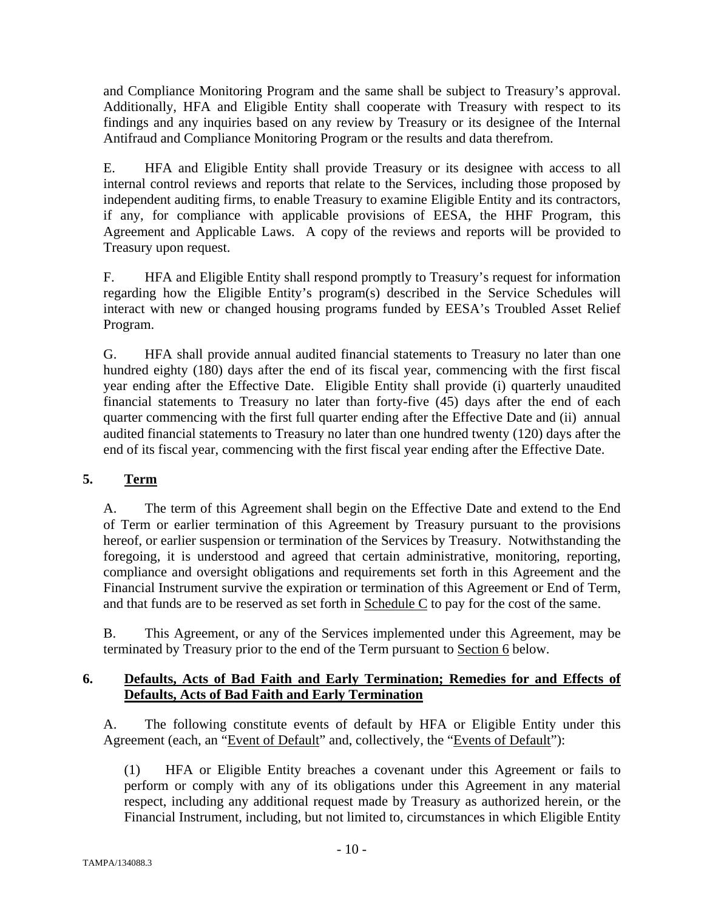and Compliance Monitoring Program and the same shall be subject to Treasury's approval. Additionally, HFA and Eligible Entity shall cooperate with Treasury with respect to its findings and any inquiries based on any review by Treasury or its designee of the Internal Antifraud and Compliance Monitoring Program or the results and data therefrom.

E. HFA and Eligible Entity shall provide Treasury or its designee with access to all internal control reviews and reports that relate to the Services, including those proposed by independent auditing firms, to enable Treasury to examine Eligible Entity and its contractors, if any, for compliance with applicable provisions of EESA, the HHF Program, this Agreement and Applicable Laws. A copy of the reviews and reports will be provided to Treasury upon request.

F. HFA and Eligible Entity shall respond promptly to Treasury's request for information regarding how the Eligible Entity's program(s) described in the Service Schedules will interact with new or changed housing programs funded by EESA's Troubled Asset Relief Program.

G. HFA shall provide annual audited financial statements to Treasury no later than one hundred eighty (180) days after the end of its fiscal year, commencing with the first fiscal year ending after the Effective Date. Eligible Entity shall provide (i) quarterly unaudited financial statements to Treasury no later than forty-five (45) days after the end of each quarter commencing with the first full quarter ending after the Effective Date and (ii) annual audited financial statements to Treasury no later than one hundred twenty (120) days after the end of its fiscal year, commencing with the first fiscal year ending after the Effective Date.

## 5. Term

A. The term of this Agreement shall begin on the Effective Date and extend to the End of Term or earlier termination of this Agreement by Treasury pursuant to the provisions hereof, or earlier suspension or termination of the Services by Treasury. Notwithstanding the foregoing, it is understood and agreed that certain administrative, monitoring, reporting, compliance and oversight obligations and requirements set forth in this Agreement and the Financial Instrument survive the expiration or termination of this Agreement or End of Term, and that funds are to be reserved as set forth in Schedule C to pay for the cost of the same.

B. This Agreement, or any of the Services implemented under this Agreement, may be terminated by Treasury prior to the end of the Term pursuant to Section 6 below.

## 6. Defaults, Acts of Bad Faith and Early Termination; Remedies for and Effects of Defaults, Acts of Bad Faith and Early Termination

A. The following constitute events of default by HFA or Eligible Entity under this Agreement (each, an "Event of Default" and, collectively, the "Events of Default"):

(1) HFA or Eligible Entity breaches a covenant under this Agreement or fails to perform or comply with any of its obligations under this Agreement in any material respect, including any additional request made by Treasury as authorized herein, or the Financial Instrument, including, but not limited to, circumstances in which Eligible Entity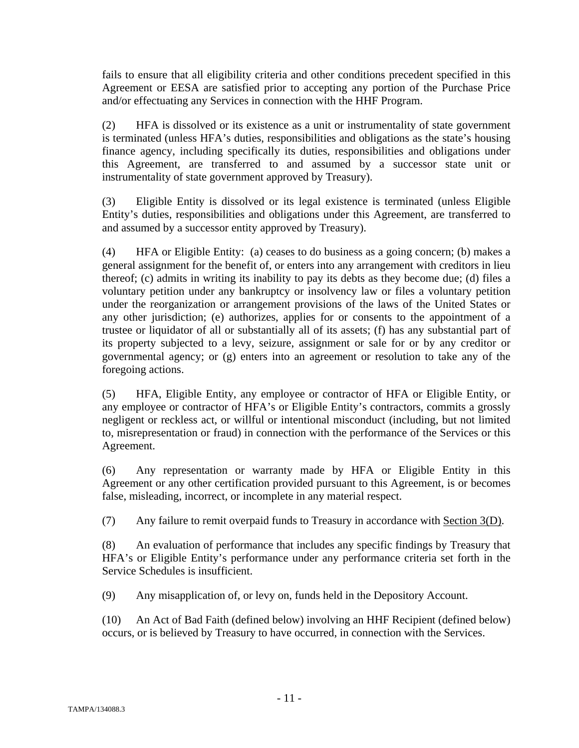fails to ensure that all eligibility criteria and other conditions precedent specified in this Agreement or EESA are satisfied prior to accepting any portion of the Purchase Price and/or effectuating any Services in connection with the HHF Program.

(2) HFA is dissolved or its existence as a unit or instrumentality of state government is terminated (unless HFA's duties, responsibilities and obligations as the state's housing finance agency, including specifically its duties, responsibilities and obligations under this Agreement, are transferred to and assumed by a successor state unit or instrumentality of state government approved by Treasury).

(3) Eligible Entity is dissolved or its legal existence is terminated (unless Eligible Entity's duties, responsibilities and obligations under this Agreement, are transferred to and assumed by a successor entity approved by Treasury).

(4) HFA or Eligible Entity: (a) ceases to do business as a going concern; (b) makes a general assignment for the benefit of, or enters into any arrangement with creditors in lieu thereof; (c) admits in writing its inability to pay its debts as they become due; (d) files a voluntary petition under any bankruptcy or insolvency law or files a voluntary petition under the reorganization or arrangement provisions of the laws of the United States or any other jurisdiction; (e) authorizes, applies for or consents to the appointment of a trustee or liquidator of all or substantially all of its assets; (f) has any substantial part of its property subjected to a levy, seizure, assignment or sale for or by any creditor or governmental agency; or (g) enters into an agreement or resolution to take any of the foregoing actions.

(5) HFA, Eligible Entity, any employee or contractor of HFA or Eligible Entity, or any employee or contractor of HFA's or Eligible Entity's contractors, commits a grossly negligent or reckless act, or willful or intentional misconduct (including, but not limited to, misrepresentation or fraud) in connection with the performance of the Services or this Agreement.

(6) Any representation or warranty made by HFA or Eligible Entity in this Agreement or any other certification provided pursuant to this Agreement, is or becomes false, misleading, incorrect, or incomplete in any material respect.

(7) Any failure to remit overpaid funds to Treasury in accordance with Section 3(D).

(8) An evaluation of performance that includes any specific findings by Treasury that HFA's or Eligible Entity's performance under any performance criteria set forth in the Service Schedules is insufficient.

(9) Any misapplication of, or levy on, funds held in the Depository Account.

(10) An Act of Bad Faith (defined below) involving an HHF Recipient (defined below) occurs, or is believed by Treasury to have occurred, in connection with the Services.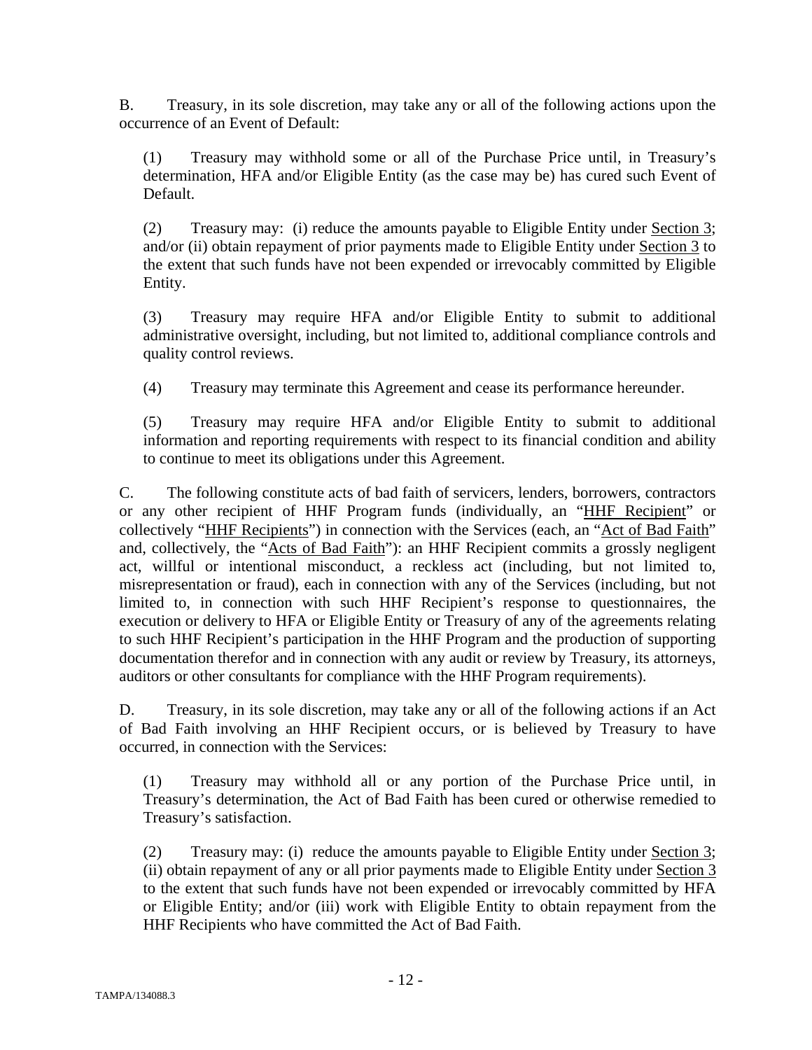B. Treasury, in its sole discretion, may take any or all of the following actions upon the occurrence of an Event of Default:

(1) Treasury may withhold some or all of the Purchase Price until, in Treasury's determination, HFA and/or Eligible Entity (as the case may be) has cured such Event of Default.

(2) Treasury may: (i) reduce the amounts payable to Eligible Entity under Section 3; and/or (ii) obtain repayment of prior payments made to Eligible Entity under Section 3 to the extent that such funds have not been expended or irrevocably committed by Eligible Entity.

(3) Treasury may require HFA and/or Eligible Entity to submit to additional administrative oversight, including, but not limited to, additional compliance controls and quality control reviews.

(4) Treasury may terminate this Agreement and cease its performance hereunder.

(5) Treasury may require HFA and/or Eligible Entity to submit to additional information and reporting requirements with respect to its financial condition and ability to continue to meet its obligations under this Agreement.

C. The following constitute acts of bad faith of servicers, lenders, borrowers, contractors or any other recipient of HHF Program funds (individually, an "HHF Recipient" or collectively "HHF Recipients") in connection with the Services (each, an "Act of Bad Faith" and, collectively, the "Acts of Bad Faith"): an HHF Recipient commits a grossly negligent act, willful or intentional misconduct, a reckless act (including, but not limited to, misrepresentation or fraud), each in connection with any of the Services (including, but not limited to, in connection with such HHF Recipient's response to questionnaires, the execution or delivery to HFA or Eligible Entity or Treasury of any of the agreements relating to such HHF Recipient's participation in the HHF Program and the production of supporting documentation therefor and in connection with any audit or review by Treasury, its attorneys, auditors or other consultants for compliance with the HHF Program requirements).

D. Treasury, in its sole discretion, may take any or all of the following actions if an Act of Bad Faith involving an HHF Recipient occurs, or is believed by Treasury to have occurred, in connection with the Services:

(1) Treasury may withhold all or any portion of the Purchase Price until, in Treasury's determination, the Act of Bad Faith has been cured or otherwise remedied to Treasury's satisfaction.

(2) Treasury may: (i) reduce the amounts payable to Eligible Entity under Section 3; (ii) obtain repayment of any or all prior payments made to Eligible Entity under Section 3 to the extent that such funds have not been expended or irrevocably committed by HFA or Eligible Entity; and/or (iii) work with Eligible Entity to obtain repayment from the HHF Recipients who have committed the Act of Bad Faith.

TAMPA/134088.3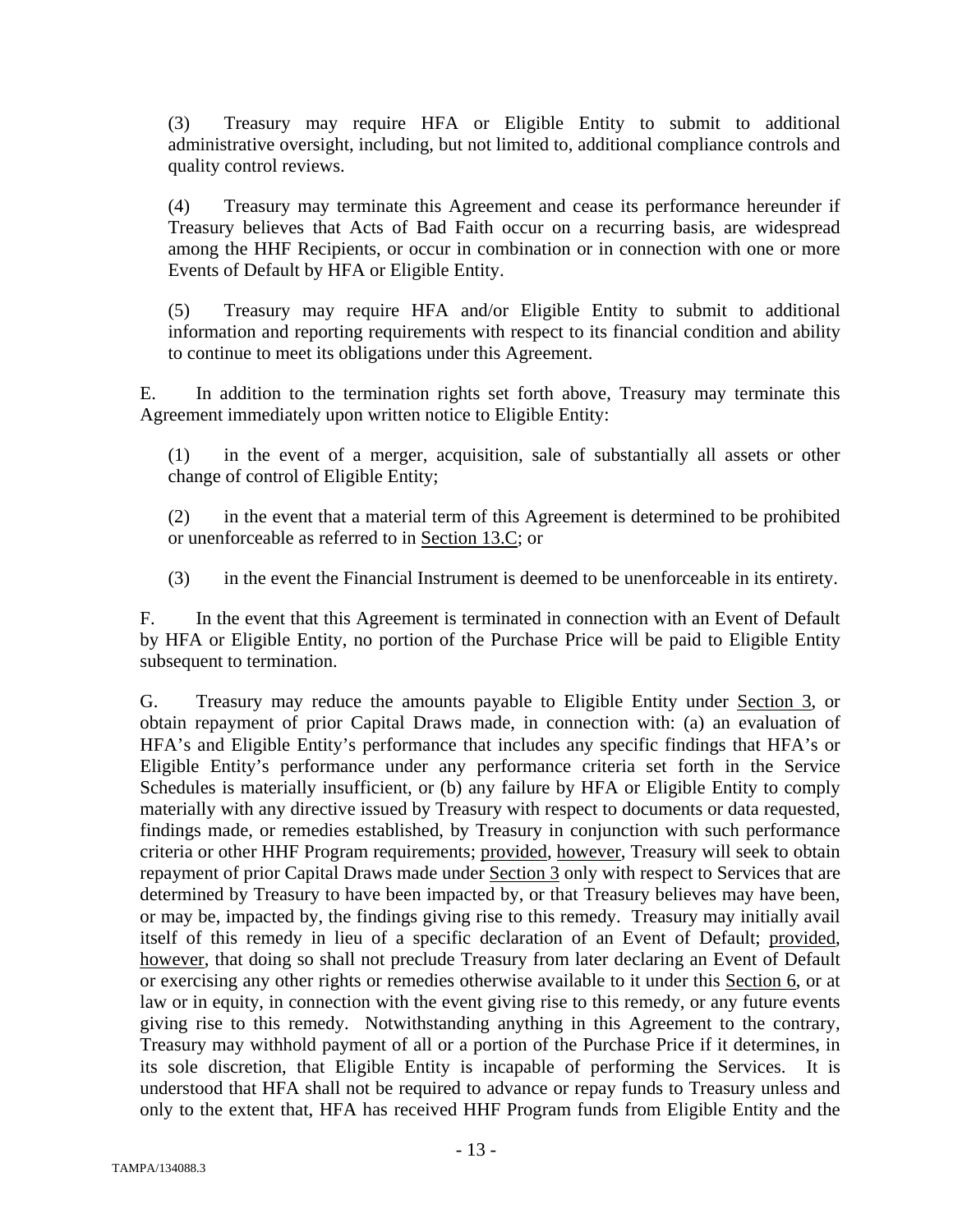(3) Treasury may require HFA or Eligible Entity to submit to additional administrative oversight, including, but not limited to, additional compliance controls and quality control reviews.

(4) Treasury may terminate this Agreement and cease its performance hereunder if Treasury believes that Acts of Bad Faith occur on a recurring basis, are widespread among the HHF Recipients, or occur in combination or in connection with one or more Events of Default by HFA or Eligible Entity.

(5) Treasury may require HFA and/or Eligible Entity to submit to additional information and reporting requirements with respect to its financial condition and ability to continue to meet its obligations under this Agreement.

E. In addition to the termination rights set forth above, Treasury may terminate this Agreement immediately upon written notice to Eligible Entity:

(1) in the event of a merger, acquisition, sale of substantially all assets or other change of control of Eligible Entity;

(2) in the event that a material term of this Agreement is determined to be prohibited or unenforceable as referred to in Section 13.C; or

(3) in the event the Financial Instrument is deemed to be unenforceable in its entirety.

F. In the event that this Agreement is terminated in connection with an Event of Default by HFA or Eligible Entity, no portion of the Purchase Price will be paid to Eligible Entity subsequent to termination.

G. Treasury may reduce the amounts payable to Eligible Entity under Section 3, or obtain repayment of prior Capital Draws made, in connection with: (a) an evaluation of HFA's and Eligible Entity's performance that includes any specific findings that HFA's or Eligible Entity's performance under any performance criteria set forth in the Service Schedules is materially insufficient, or (b) any failure by HFA or Eligible Entity to comply materially with any directive issued by Treasury with respect to documents or data requested, findings made, or remedies established, by Treasury in conjunction with such performance criteria or other HHF Program requirements; provided, however, Treasury will seek to obtain repayment of prior Capital Draws made under Section 3 only with respect to Services that are determined by Treasury to have been impacted by, or that Treasury believes may have been, or may be, impacted by, the findings giving rise to this remedy. Treasury may initially avail itself of this remedy in lieu of a specific declaration of an Event of Default; provided, however, that doing so shall not preclude Treasury from later declaring an Event of Default or exercising any other rights or remedies otherwise available to it under this Section 6, or at law or in equity, in connection with the event giving rise to this remedy, or any future events giving rise to this remedy. Notwithstanding anything in this Agreement to the contrary, Treasury may withhold payment of all or a portion of the Purchase Price if it determines, in its sole discretion, that Eligible Entity is incapable of performing the Services. It is understood that HFA shall not be required to advance or repay funds to Treasury unless and only to the extent that, HFA has received HHF Program funds from Eligible Entity and the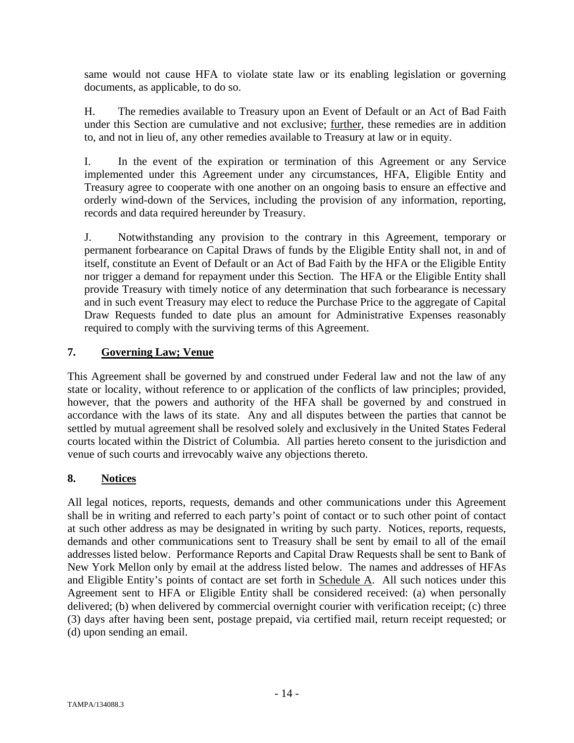same would not cause HFA to violate state law or its enabling legislation or governing documents, as applicable, to do so.

H. The remedies available to Treasury upon an Event of Default or an Act of Bad Faith under this Section are cumulative and not exclusive; further, these remedies are in addition to, and not in lieu of, any other remedies available to Treasury at law or in equity.

I. In the event of the expiration or termination of this Agreement or any Service implemented under this Agreement under any circumstances, HFA, Eligible Entity and Treasury agree to cooperate with one another on an ongoing basis to ensure an effective and orderly wind-down of the Services, including the provision of any information, reporting, records and data required hereunder by Treasury.

J. Notwithstanding any provision to the contrary in this Agreement, temporary or permanent forbearance on Capital Draws of funds by the Eligible Entity shall not, in and of itself, constitute an Event of Default or an Act of Bad Faith by the HFA or the Eligible Entity nor trigger a demand for repayment under this Section. The HFA or the Eligible Entity shall provide Treasury with timely notice of any determination that such forbearance is necessary and in such event Treasury may elect to reduce the Purchase Price to the aggregate of Capital Draw Requests funded to date plus an amount for Administrative Expenses reasonably required to comply with the surviving terms of this Agreement.

## 7. Governing Law; Venue

This Agreement shall be governed by and construed under Federal law and not the law of any state or locality, without reference to or application of the conflicts of law principles; provided, however, that the powers and authority of the HFA shall be governed by and construed in accordance with the laws of its state. Any and all disputes between the parties that cannot be settled by mutual agreement shall be resolved solely and exclusively in the United States Federal courts located within the District of Columbia. All parties hereto consent to the jurisdiction and venue of such courts and irrevocably waive any objections thereto.

## 8. Notices

All legal notices, reports, requests, demands and other communications under this Agreement shall be in writing and referred to each party's point of contact or to such other point of contact at such other address as may be designated in writing by such party. Notices, reports, requests, demands and other communications sent to Treasury shall be sent by email to all of the email addresses listed below. Performance Reports and Capital Draw Requests shall be sent to Bank of New York Mellon only by email at the address listed below. The names and addresses of HFAs and Eligible Entity's points of contact are set forth in Schedule A. All such notices under this Agreement sent to HFA or Eligible Entity shall be considered received: (a) when personally delivered; (b) when delivered by commercial overnight courier with verification receipt; (c) three (3) days after having been sent, postage prepaid, via certified mail, return receipt requested; or (d) upon sending an email.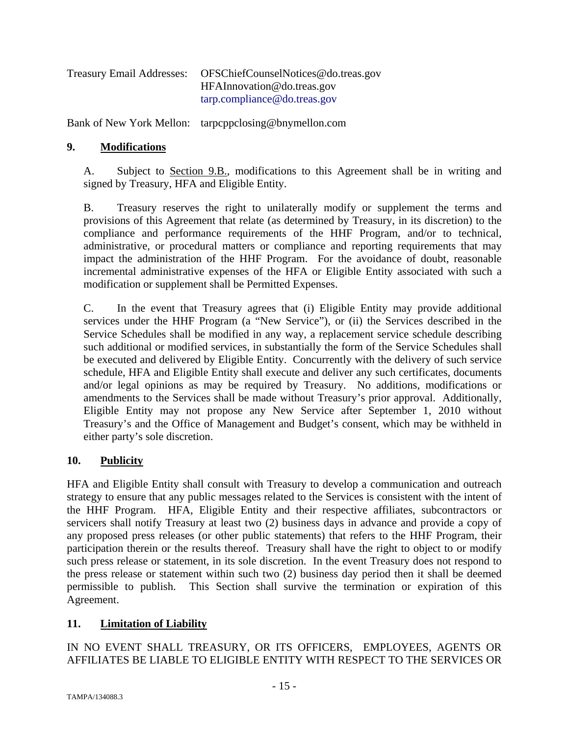Treasury Email Addresses: OFSChiefCounselNotices@do.treas.gov
HFAInnovation@do.treas.gov
tarp.compliance@do.treas.gov

Bank of New York Mellon: tarpcppclosing@bnymellon.com

## 9. Modifications

A. Subject to Section 9.B., modifications to this Agreement shall be in writing and signed by Treasury, HFA and Eligible Entity.

B. Treasury reserves the right to unilaterally modify or supplement the terms and provisions of this Agreement that relate (as determined by Treasury, in its discretion) to the compliance and performance requirements of the HHF Program, and/or to technical, administrative, or procedural matters or compliance and reporting requirements that may impact the administration of the HHF Program. For the avoidance of doubt, reasonable incremental administrative expenses of the HFA or Eligible Entity associated with such a modification or supplement shall be Permitted Expenses.

C. In the event that Treasury agrees that (i) Eligible Entity may provide additional services under the HHF Program (a "New Service"), or (ii) the Services described in the Service Schedules shall be modified in any way, a replacement service schedule describing such additional or modified services, in substantially the form of the Service Schedules shall be executed and delivered by Eligible Entity. Concurrently with the delivery of such service schedule, HFA and Eligible Entity shall execute and deliver any such certificates, documents and/or legal opinions as may be required by Treasury. No additions, modifications or amendments to the Services shall be made without Treasury's prior approval. Additionally, Eligible Entity may not propose any New Service after September 1, 2010 without Treasury's and the Office of Management and Budget's consent, which may be withheld in either party's sole discretion.

## 10. Publicity

HFA and Eligible Entity shall consult with Treasury to develop a communication and outreach strategy to ensure that any public messages related to the Services is consistent with the intent of the HHF Program. HFA, Eligible Entity and their respective affiliates, subcontractors or servicers shall notify Treasury at least two (2) business days in advance and provide a copy of any proposed press releases (or other public statements) that refers to the HHF Program, their participation therein or the results thereof. Treasury shall have the right to object to or modify such press release or statement, in its sole discretion. In the event Treasury does not respond to the press release or statement within such two (2) business day period then it shall be deemed permissible to publish. This Section shall survive the termination or expiration of this Agreement.

## 11. Limitation of Liability

IN NO EVENT SHALL TREASURY, OR ITS OFFICERS, EMPLOYEES, AGENTS OR AFFILIATES BE LIABLE TO ELIGIBLE ENTITY WITH RESPECT TO THE SERVICES OR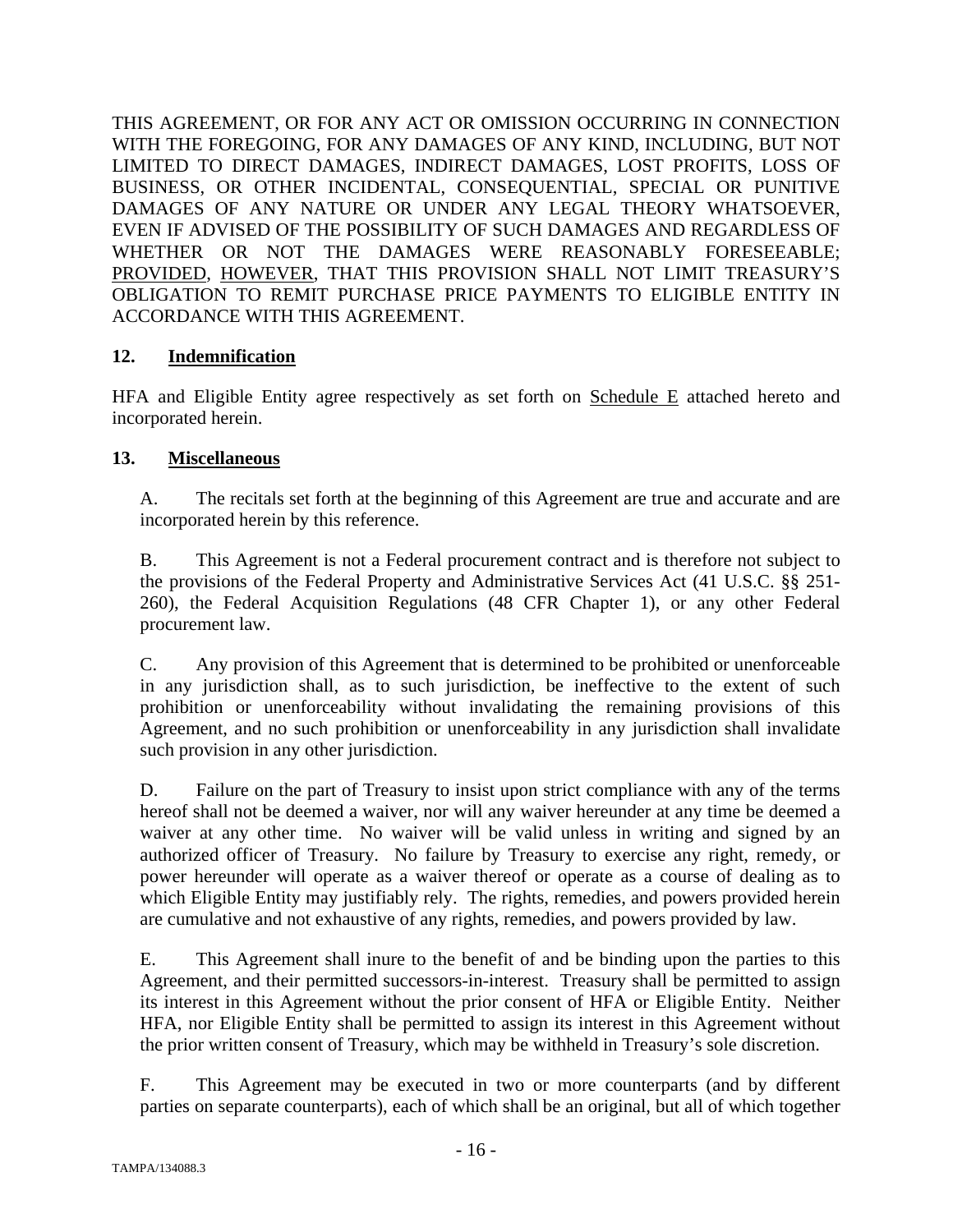THIS AGREEMENT, OR FOR ANY ACT OR OMISSION OCCURRING IN CONNECTION WITH THE FOREGOING, FOR ANY DAMAGES OF ANY KIND, INCLUDING, BUT NOT LIMITED TO DIRECT DAMAGES, INDIRECT DAMAGES, LOST PROFITS, LOSS OF BUSINESS, OR OTHER INCIDENTAL, CONSEQUENTIAL, SPECIAL OR PUNITIVE DAMAGES OF ANY NATURE OR UNDER ANY LEGAL THEORY WHATSOEVER, EVEN IF ADVISED OF THE POSSIBILITY OF SUCH DAMAGES AND REGARDLESS OF WHETHER OR NOT THE DAMAGES WERE REASONABLY FORESEEABLE; PROVIDED, HOWEVER, THAT THIS PROVISION SHALL NOT LIMIT TREASURY'S OBLIGATION TO REMIT PURCHASE PRICE PAYMENTS TO ELIGIBLE ENTITY IN ACCORDANCE WITH THIS AGREEMENT.

**12. Indemnification**

HFA and Eligible Entity agree respectively as set forth on Schedule E attached hereto and incorporated herein.

**13. Miscellaneous**

A. The recitals set forth at the beginning of this Agreement are true and accurate and are incorporated herein by this reference.

B. This Agreement is not a Federal procurement contract and is therefore not subject to the provisions of the Federal Property and Administrative Services Act (41 U.S.C. §§ 251-260), the Federal Acquisition Regulations (48 CFR Chapter 1), or any other Federal procurement law.

C. Any provision of this Agreement that is determined to be prohibited or unenforceable in any jurisdiction shall, as to such jurisdiction, be ineffective to the extent of such prohibition or unenforceability without invalidating the remaining provisions of this Agreement, and no such prohibition or unenforceability in any jurisdiction shall invalidate such provision in any other jurisdiction.

D. Failure on the part of Treasury to insist upon strict compliance with any of the terms hereof shall not be deemed a waiver, nor will any waiver hereunder at any time be deemed a waiver at any other time. No waiver will be valid unless in writing and signed by an authorized officer of Treasury. No failure by Treasury to exercise any right, remedy, or power hereunder will operate as a waiver thereof or operate as a course of dealing as to which Eligible Entity may justifiably rely. The rights, remedies, and powers provided herein are cumulative and not exhaustive of any rights, remedies, and powers provided by law.

E. This Agreement shall inure to the benefit of and be binding upon the parties to this Agreement, and their permitted successors-in-interest. Treasury shall be permitted to assign its interest in this Agreement without the prior consent of HFA or Eligible Entity. Neither HFA, nor Eligible Entity shall be permitted to assign its interest in this Agreement without the prior written consent of Treasury, which may be withheld in Treasury's sole discretion.

F. This Agreement may be executed in two or more counterparts (and by different parties on separate counterparts), each of which shall be an original, but all of which together

TAMPA/134088.3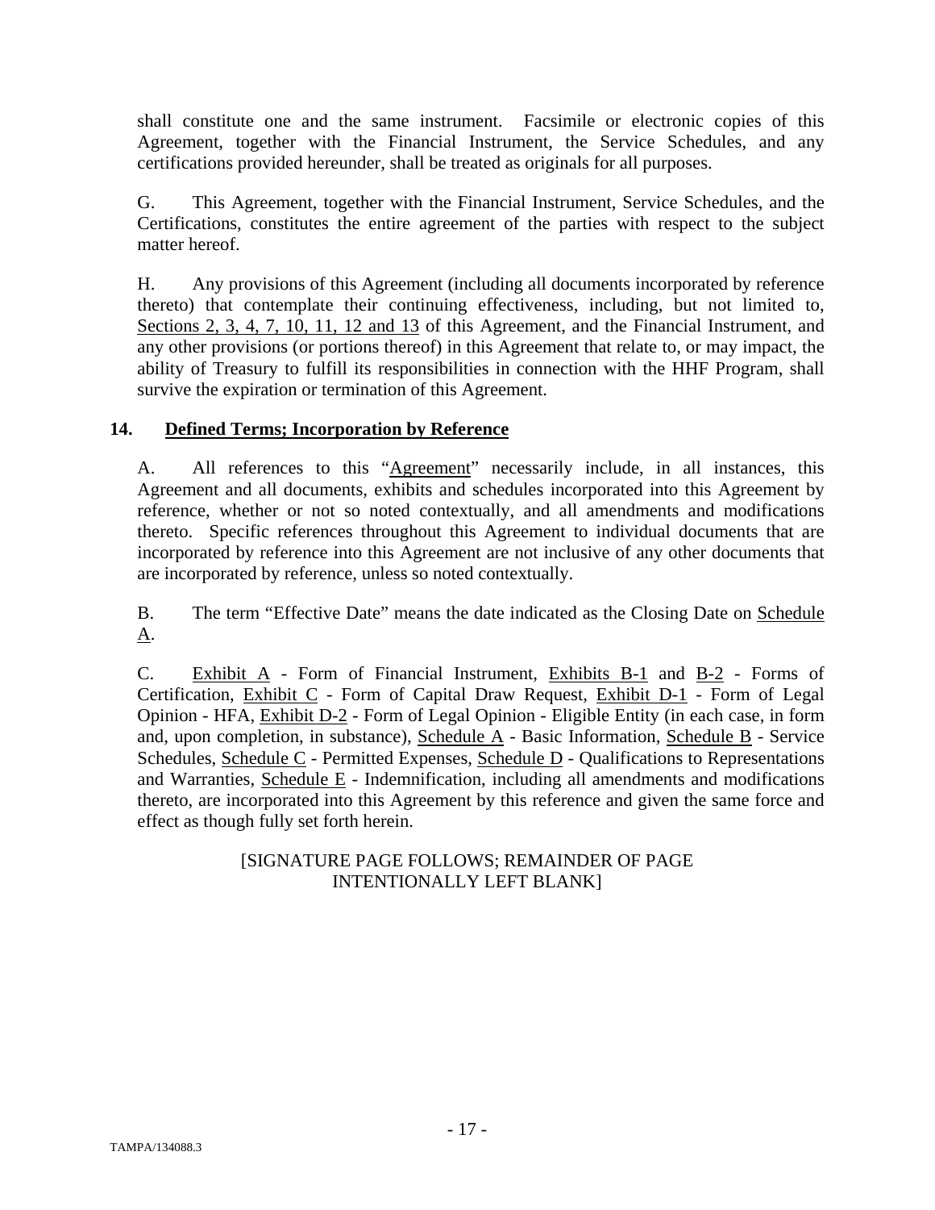shall constitute one and the same instrument. Facsimile or electronic copies of this Agreement, together with the Financial Instrument, the Service Schedules, and any certifications provided hereunder, shall be treated as originals for all purposes.

G. This Agreement, together with the Financial Instrument, Service Schedules, and the Certifications, constitutes the entire agreement of the parties with respect to the subject matter hereof.

H. Any provisions of this Agreement (including all documents incorporated by reference thereto) that contemplate their continuing effectiveness, including, but not limited to, Sections 2, 3, 4, 7, 10, 11, 12 and 13 of this Agreement, and the Financial Instrument, and any other provisions (or portions thereof) in this Agreement that relate to, or may impact, the ability of Treasury to fulfill its responsibilities in connection with the HHF Program, shall survive the expiration or termination of this Agreement.

## 14. Defined Terms; Incorporation by Reference

A. All references to this "Agreement" necessarily include, in all instances, this Agreement and all documents, exhibits and schedules incorporated into this Agreement by reference, whether or not so noted contextually, and all amendments and modifications thereto. Specific references throughout this Agreement to individual documents that are incorporated by reference into this Agreement are not inclusive of any other documents that are incorporated by reference, unless so noted contextually.

B. The term "Effective Date" means the date indicated as the Closing Date on Schedule A.

C. Exhibit A - Form of Financial Instrument, Exhibits B-1 and B-2 - Forms of Certification, Exhibit C - Form of Capital Draw Request, Exhibit D-1 - Form of Legal Opinion - HFA, Exhibit D-2 - Form of Legal Opinion - Eligible Entity (in each case, in form and, upon completion, in substance), Schedule A - Basic Information, Schedule B - Service Schedules, Schedule C - Permitted Expenses, Schedule D - Qualifications to Representations and Warranties, Schedule E - Indemnification, including all amendments and modifications thereto, are incorporated into this Agreement by this reference and given the same force and effect as though fully set forth herein.

[SIGNATURE PAGE FOLLOWS; REMAINDER OF PAGE INTENTIONALLY LEFT BLANK]

TAMPA/134088.3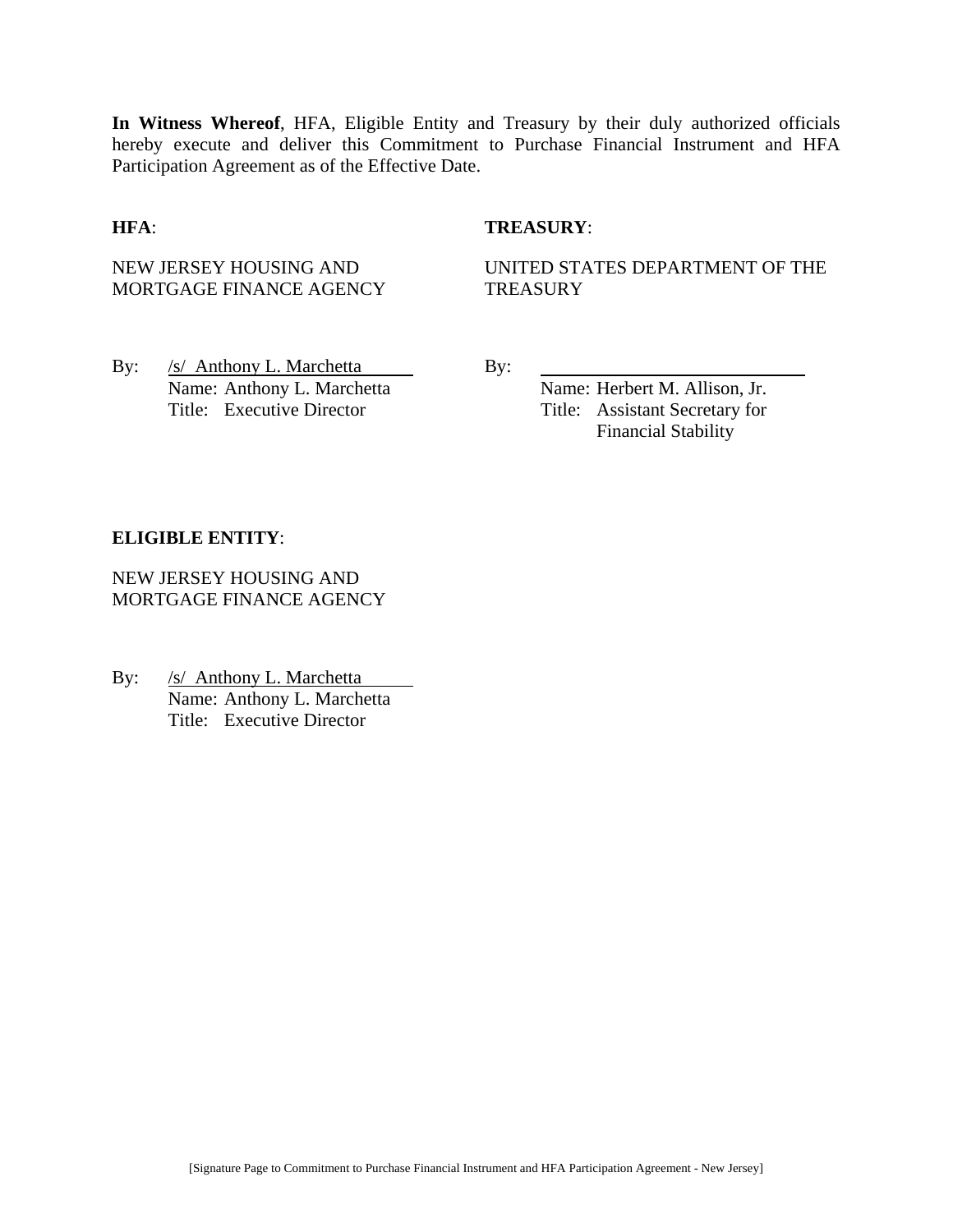**In Witness Whereof**, HFA, Eligible Entity and Treasury by their duly authorized officials hereby execute and deliver this Commitment to Purchase Financial Instrument and HFA Participation Agreement as of the Effective Date.

**HFA**:

NEW JERSEY HOUSING AND MORTGAGE FINANCE AGENCY

By: /s/ Anthony L. Marchetta
Name: Anthony L. Marchetta
Title: Executive Director

**TREASURY**:

UNITED STATES DEPARTMENT OF THE TREASURY

By: ______________________________
Name: Herbert M. Allison, Jr.
Title: Assistant Secretary for Financial Stability

**ELIGIBLE ENTITY**:

NEW JERSEY HOUSING AND MORTGAGE FINANCE AGENCY

By: /s/ Anthony L. Marchetta
Name: Anthony L. Marchetta
Title: Executive Director

[Signature Page to Commitment to Purchase Financial Instrument and HFA Participation Agreement - New Jersey]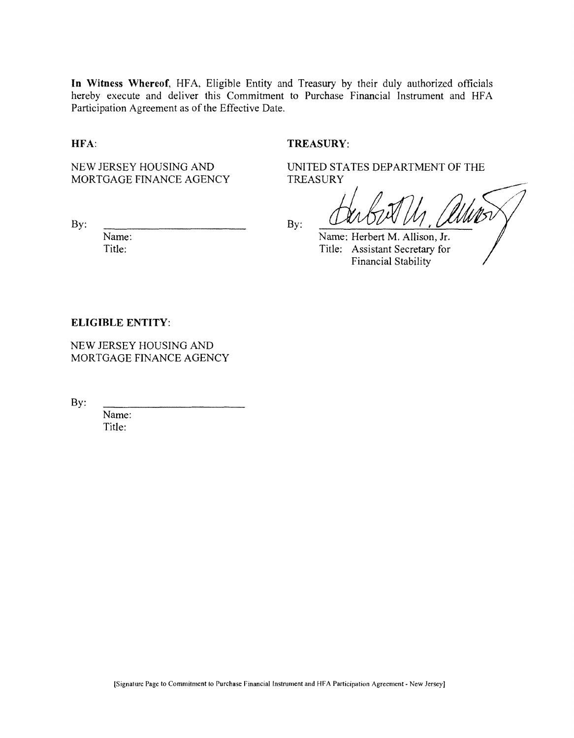**In Witness Whereof**, HFA, Eligible Entity and Treasury by their duly authorized officials hereby execute and deliver this Commitment to Purchase Financial Instrument and HFA Participation Agreement as of the Effective Date.

**HFA**:

NEW JERSEY HOUSING AND MORTGAGE FINANCE AGENCY

By: ______________________

Name:
Title:

**TREASURY**:

UNITED STATES DEPARTMENT OF THE TREASURY

By: ______________________

Name: Herbert M. Allison, Jr.
Title: Assistant Secretary for Financial Stability

**ELIGIBLE ENTITY**:

NEW JERSEY HOUSING AND MORTGAGE FINANCE AGENCY

By: ______________________

Name:
Title:

[Signature Page to Commitment to Purchase Financial Instrument and HFA Participation Agreement - New Jersey]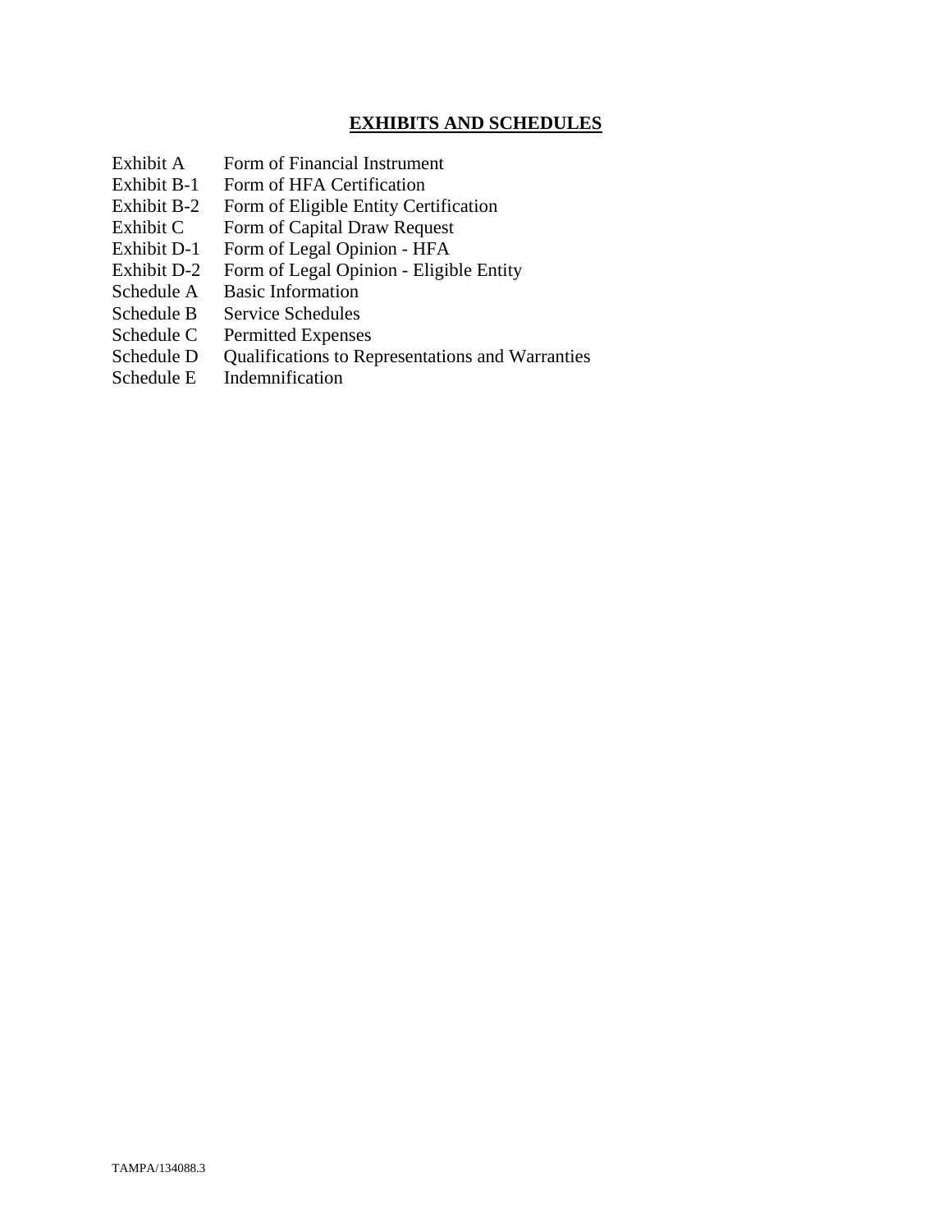# EXHIBITS AND SCHEDULES

| | |
|---|---|
| Exhibit A | Form of Financial Instrument |
| Exhibit B-1 | Form of HFA Certification |
| Exhibit B-2 | Form of Eligible Entity Certification |
| Exhibit C | Form of Capital Draw Request |
| Exhibit D-1 | Form of Legal Opinion - HFA |
| Exhibit D-2 | Form of Legal Opinion - Eligible Entity |
| Schedule A | Basic Information |
| Schedule B | Service Schedules |
| Schedule C | Permitted Expenses |
| Schedule D | Qualifications to Representations and Warranties |
| Schedule E | Indemnification |

TAMPA/134088.3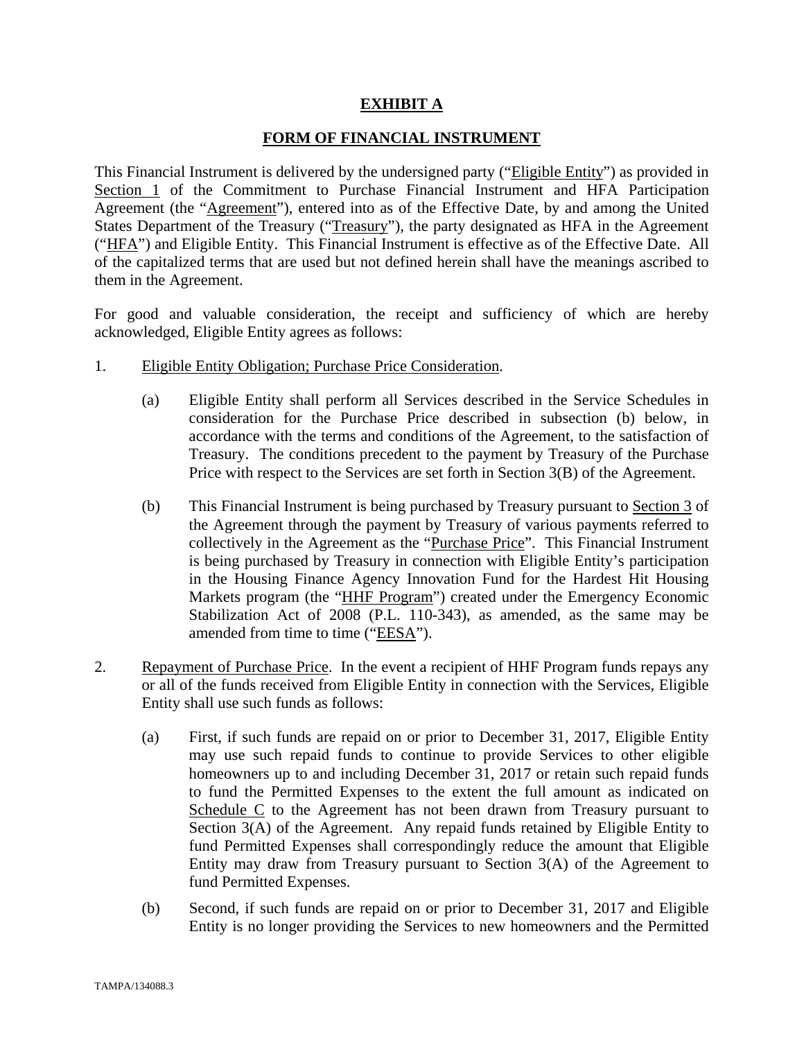# EXHIBIT A

## FORM OF FINANCIAL INSTRUMENT

This Financial Instrument is delivered by the undersigned party ("Eligible Entity") as provided in Section 1 of the Commitment to Purchase Financial Instrument and HFA Participation Agreement (the "Agreement"), entered into as of the Effective Date, by and among the United States Department of the Treasury ("Treasury"), the party designated as HFA in the Agreement ("HFA") and Eligible Entity. This Financial Instrument is effective as of the Effective Date. All of the capitalized terms that are used but not defined herein shall have the meanings ascribed to them in the Agreement.

For good and valuable consideration, the receipt and sufficiency of which are hereby acknowledged, Eligible Entity agrees as follows:

1. Eligible Entity Obligation; Purchase Price Consideration.

   (a) Eligible Entity shall perform all Services described in the Service Schedules in consideration for the Purchase Price described in subsection (b) below, in accordance with the terms and conditions of the Agreement, to the satisfaction of Treasury. The conditions precedent to the payment by Treasury of the Purchase Price with respect to the Services are set forth in Section 3(B) of the Agreement.

   (b) This Financial Instrument is being purchased by Treasury pursuant to Section 3 of the Agreement through the payment by Treasury of various payments referred to collectively in the Agreement as the "Purchase Price". This Financial Instrument is being purchased by Treasury in connection with Eligible Entity's participation in the Housing Finance Agency Innovation Fund for the Hardest Hit Housing Markets program (the "HHF Program") created under the Emergency Economic Stabilization Act of 2008 (P.L. 110-343), as amended, as the same may be amended from time to time ("EESA").

2. Repayment of Purchase Price. In the event a recipient of HHF Program funds repays any or all of the funds received from Eligible Entity in connection with the Services, Eligible Entity shall use such funds as follows:

   (a) First, if such funds are repaid on or prior to December 31, 2017, Eligible Entity may use such repaid funds to continue to provide Services to other eligible homeowners up to and including December 31, 2017 or retain such repaid funds to fund the Permitted Expenses to the extent the full amount as indicated on Schedule C to the Agreement has not been drawn from Treasury pursuant to Section 3(A) of the Agreement. Any repaid funds retained by Eligible Entity to fund Permitted Expenses shall correspondingly reduce the amount that Eligible Entity may draw from Treasury pursuant to Section 3(A) of the Agreement to fund Permitted Expenses.

   (b) Second, if such funds are repaid on or prior to December 31, 2017 and Eligible Entity is no longer providing the Services to new homeowners and the Permitted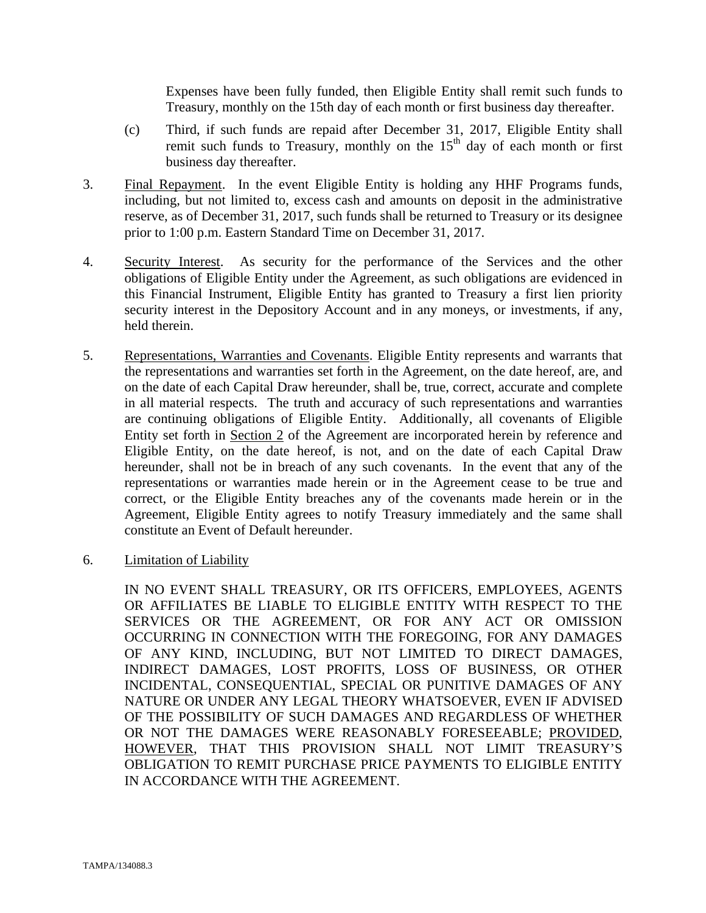Expenses have been fully funded, then Eligible Entity shall remit such funds to Treasury, monthly on the 15th day of each month or first business day thereafter.

(c) Third, if such funds are repaid after December 31, 2017, Eligible Entity shall remit such funds to Treasury, monthly on the 15th day of each month or first business day thereafter.

3. Final Repayment. In the event Eligible Entity is holding any HHF Programs funds, including, but not limited to, excess cash and amounts on deposit in the administrative reserve, as of December 31, 2017, such funds shall be returned to Treasury or its designee prior to 1:00 p.m. Eastern Standard Time on December 31, 2017.

4. Security Interest. As security for the performance of the Services and the other obligations of Eligible Entity under the Agreement, as such obligations are evidenced in this Financial Instrument, Eligible Entity has granted to Treasury a first lien priority security interest in the Depository Account and in any moneys, or investments, if any, held therein.

5. Representations, Warranties and Covenants. Eligible Entity represents and warrants that the representations and warranties set forth in the Agreement, on the date hereof, are, and on the date of each Capital Draw hereunder, shall be, true, correct, accurate and complete in all material respects. The truth and accuracy of such representations and warranties are continuing obligations of Eligible Entity. Additionally, all covenants of Eligible Entity set forth in Section 2 of the Agreement are incorporated herein by reference and Eligible Entity, on the date hereof, is not, and on the date of each Capital Draw hereunder, shall not be in breach of any such covenants. In the event that any of the representations or warranties made herein or in the Agreement cease to be true and correct, or the Eligible Entity breaches any of the covenants made herein or in the Agreement, Eligible Entity agrees to notify Treasury immediately and the same shall constitute an Event of Default hereunder.

6. Limitation of Liability

IN NO EVENT SHALL TREASURY, OR ITS OFFICERS, EMPLOYEES, AGENTS OR AFFILIATES BE LIABLE TO ELIGIBLE ENTITY WITH RESPECT TO THE SERVICES OR THE AGREEMENT, OR FOR ANY ACT OR OMISSION OCCURRING IN CONNECTION WITH THE FOREGOING, FOR ANY DAMAGES OF ANY KIND, INCLUDING, BUT NOT LIMITED TO DIRECT DAMAGES, INDIRECT DAMAGES, LOST PROFITS, LOSS OF BUSINESS, OR OTHER INCIDENTAL, CONSEQUENTIAL, SPECIAL OR PUNITIVE DAMAGES OF ANY NATURE OR UNDER ANY LEGAL THEORY WHATSOEVER, EVEN IF ADVISED OF THE POSSIBILITY OF SUCH DAMAGES AND REGARDLESS OF WHETHER OR NOT THE DAMAGES WERE REASONABLY FORESEEABLE; PROVIDED, HOWEVER, THAT THIS PROVISION SHALL NOT LIMIT TREASURY'S OBLIGATION TO REMIT PURCHASE PRICE PAYMENTS TO ELIGIBLE ENTITY IN ACCORDANCE WITH THE AGREEMENT.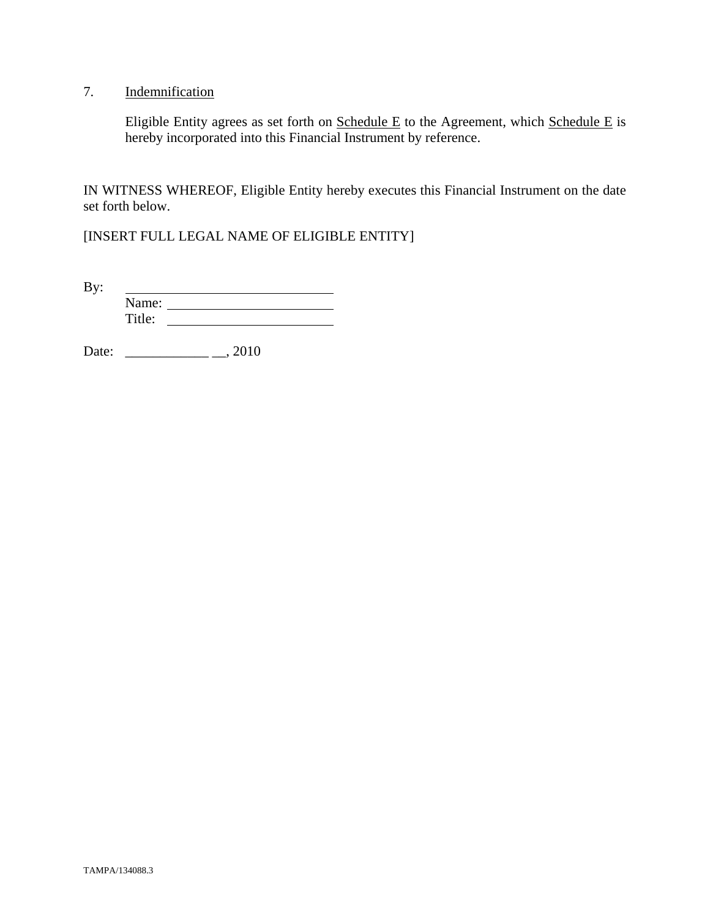7. <u>Indemnification</u>

Eligible Entity agrees as set forth on <u>Schedule E</u> to the Agreement, which <u>Schedule E</u> is hereby incorporated into this Financial Instrument by reference.

IN WITNESS WHEREOF, Eligible Entity hereby executes this Financial Instrument on the date set forth below.

[INSERT FULL LEGAL NAME OF ELIGIBLE ENTITY]

By: ______________________________
Name: ________________________
Title: ________________________

Date: ____________ __, 2010

TAMPA/134088.3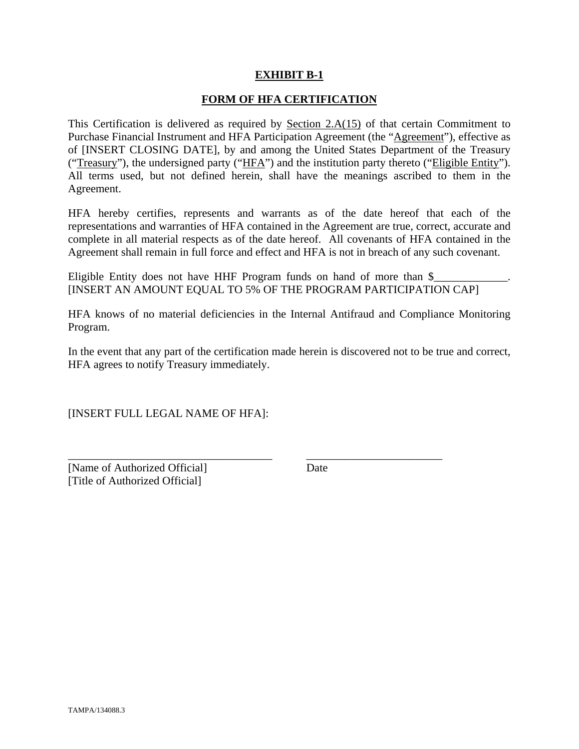# EXHIBIT B-1

## FORM OF HFA CERTIFICATION

This Certification is delivered as required by Section 2.A(15) of that certain Commitment to Purchase Financial Instrument and HFA Participation Agreement (the "Agreement"), effective as of [INSERT CLOSING DATE], by and among the United States Department of the Treasury ("Treasury"), the undersigned party ("HFA") and the institution party thereto ("Eligible Entity"). All terms used, but not defined herein, shall have the meanings ascribed to them in the Agreement.

HFA hereby certifies, represents and warrants as of the date hereof that each of the representations and warranties of HFA contained in the Agreement are true, correct, accurate and complete in all material respects as of the date hereof. All covenants of HFA contained in the Agreement shall remain in full force and effect and HFA is not in breach of any such covenant.

Eligible Entity does not have HHF Program funds on hand of more than $_____________. [INSERT AN AMOUNT EQUAL TO 5% OF THE PROGRAM PARTICIPATION CAP]

HFA knows of no material deficiencies in the Internal Antifraud and Compliance Monitoring Program.

In the event that any part of the certification made herein is discovered not to be true and correct, HFA agrees to notify Treasury immediately.

[INSERT FULL LEGAL NAME OF HFA]:

_____________________________________ ________________________

[Name of Authorized Official] Date

[Title of Authorized Official]

TAMPA/134088.3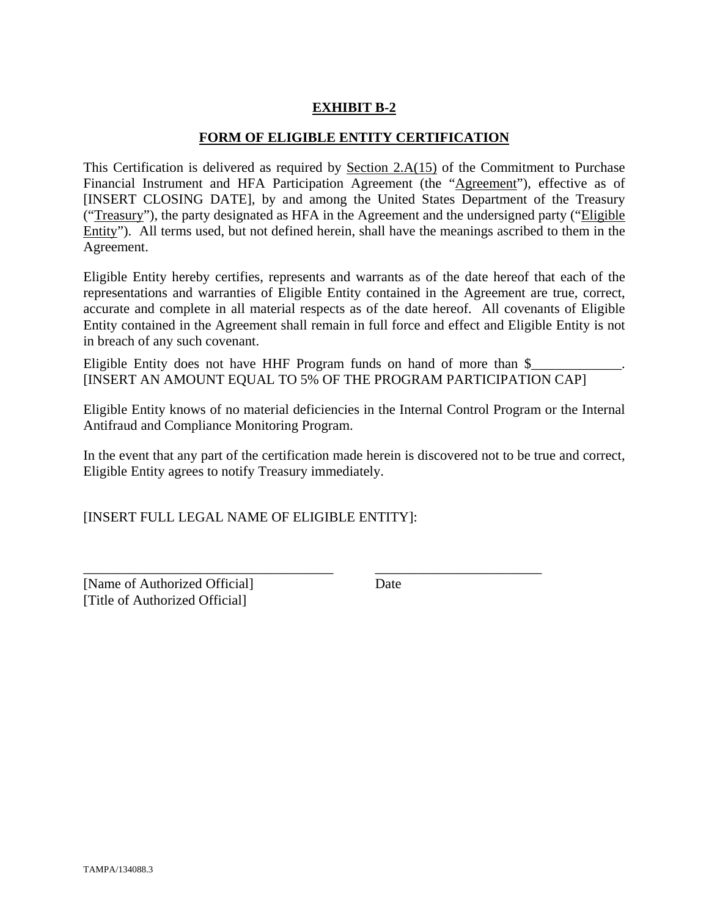**EXHIBIT B-2**

**FORM OF ELIGIBLE ENTITY CERTIFICATION**

This Certification is delivered as required by Section 2.A(15) of the Commitment to Purchase Financial Instrument and HFA Participation Agreement (the "Agreement"), effective as of [INSERT CLOSING DATE], by and among the United States Department of the Treasury ("Treasury"), the party designated as HFA in the Agreement and the undersigned party ("Eligible Entity"). All terms used, but not defined herein, shall have the meanings ascribed to them in the Agreement.

Eligible Entity hereby certifies, represents and warrants as of the date hereof that each of the representations and warranties of Eligible Entity contained in the Agreement are true, correct, accurate and complete in all material respects as of the date hereof. All covenants of Eligible Entity contained in the Agreement shall remain in full force and effect and Eligible Entity is not in breach of any such covenant.

Eligible Entity does not have HHF Program funds on hand of more than $_____________. [INSERT AN AMOUNT EQUAL TO 5% OF THE PROGRAM PARTICIPATION CAP]

Eligible Entity knows of no material deficiencies in the Internal Control Program or the Internal Antifraud and Compliance Monitoring Program.

In the event that any part of the certification made herein is discovered not to be true and correct, Eligible Entity agrees to notify Treasury immediately.

[INSERT FULL LEGAL NAME OF ELIGIBLE ENTITY]:

_____________________________________ _________________________

[Name of Authorized Official] Date

[Title of Authorized Official]

TAMPA/134088.3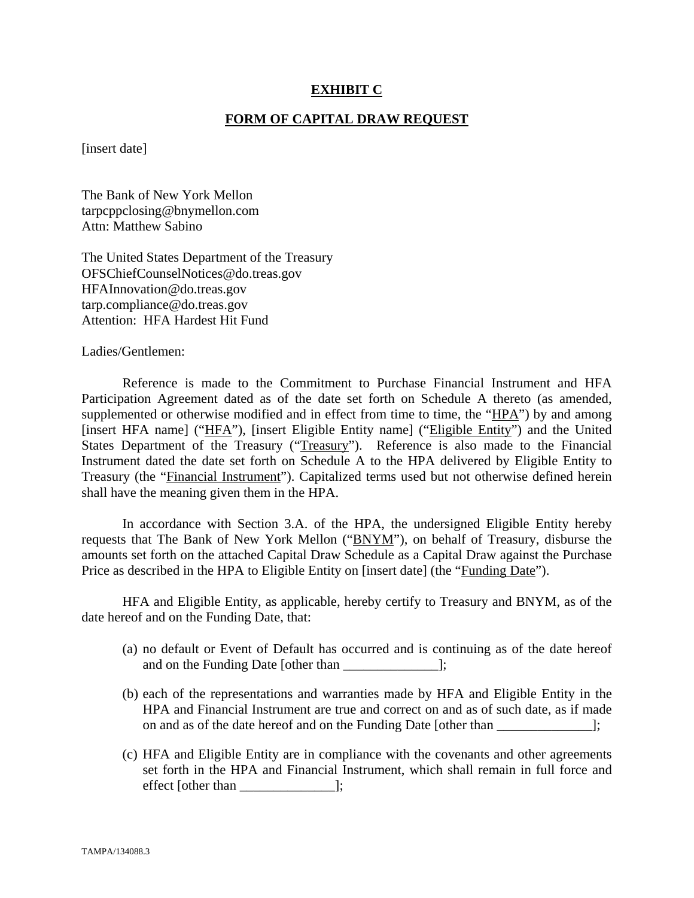**EXHIBIT C**

**FORM OF CAPITAL DRAW REQUEST**

[insert date]

The Bank of New York Mellon
tarpcppclosing@bnymellon.com
Attn: Matthew Sabino

The United States Department of the Treasury
OFSChiefCounselNotices@do.treas.gov
HFAInnovation@do.treas.gov
tarp.compliance@do.treas.gov
Attention: HFA Hardest Hit Fund

Ladies/Gentlemen:

Reference is made to the Commitment to Purchase Financial Instrument and HFA Participation Agreement dated as of the date set forth on Schedule A thereto (as amended, supplemented or otherwise modified and in effect from time to time, the "HPA") by and among [insert HFA name] ("HFA"), [insert Eligible Entity name] ("Eligible Entity") and the United States Department of the Treasury ("Treasury"). Reference is also made to the Financial Instrument dated the date set forth on Schedule A to the HPA delivered by Eligible Entity to Treasury (the "Financial Instrument"). Capitalized terms used but not otherwise defined herein shall have the meaning given them in the HPA.

In accordance with Section 3.A. of the HPA, the undersigned Eligible Entity hereby requests that The Bank of New York Mellon ("BNYM"), on behalf of Treasury, disburse the amounts set forth on the attached Capital Draw Schedule as a Capital Draw against the Purchase Price as described in the HPA to Eligible Entity on [insert date] (the "Funding Date").

HFA and Eligible Entity, as applicable, hereby certify to Treasury and BNYM, as of the date hereof and on the Funding Date, that:

(a) no default or Event of Default has occurred and is continuing as of the date hereof and on the Funding Date [other than ______________];

(b) each of the representations and warranties made by HFA and Eligible Entity in the HPA and Financial Instrument are true and correct on and as of such date, as if made on and as of the date hereof and on the Funding Date [other than ______________];

(c) HFA and Eligible Entity are in compliance with the covenants and other agreements set forth in the HPA and Financial Instrument, which shall remain in full force and effect [other than ______________];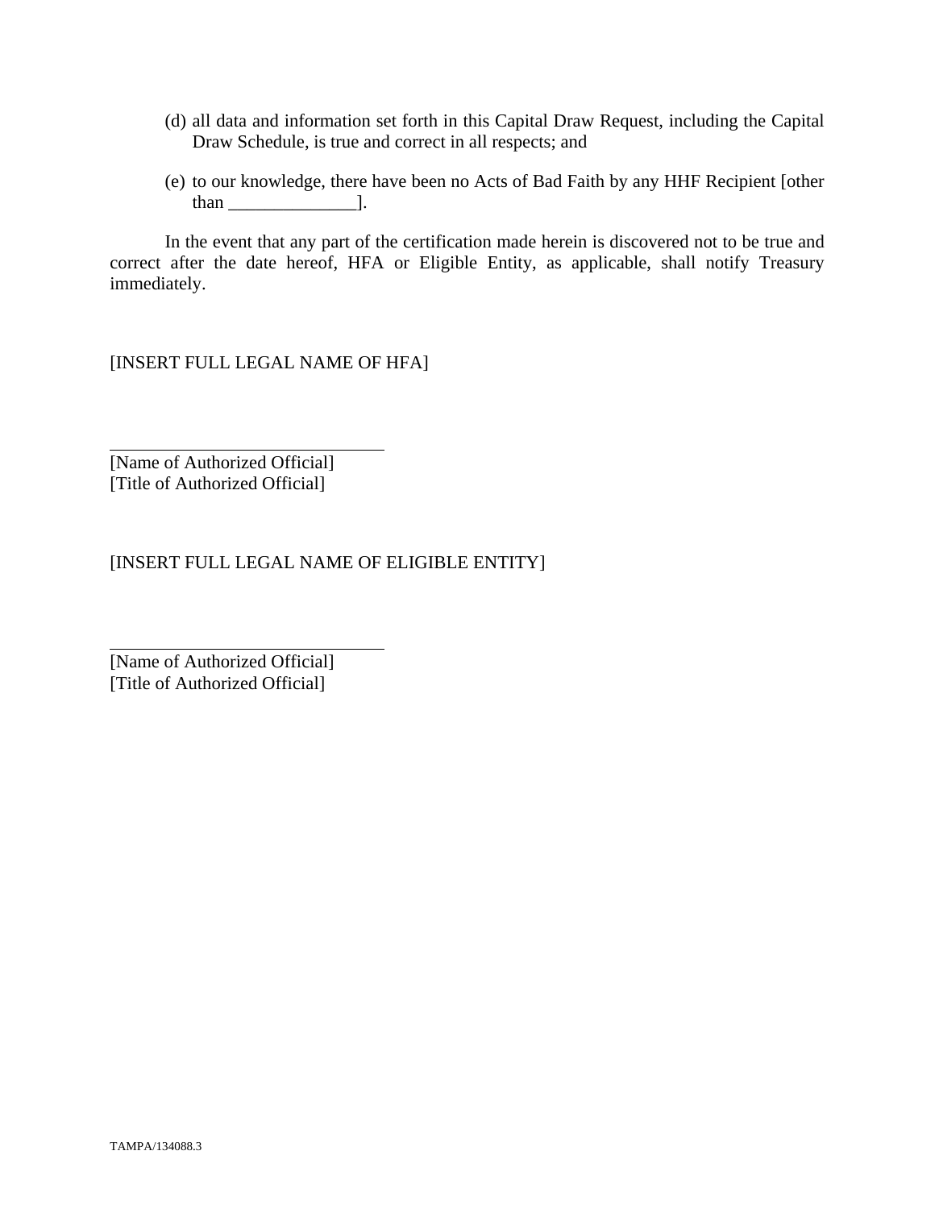(d) all data and information set forth in this Capital Draw Request, including the Capital Draw Schedule, is true and correct in all respects; and

(e) to our knowledge, there have been no Acts of Bad Faith by any HHF Recipient [other than ______________].

In the event that any part of the certification made herein is discovered not to be true and correct after the date hereof, HFA or Eligible Entity, as applicable, shall notify Treasury immediately.

[INSERT FULL LEGAL NAME OF HFA]

______________________________

[Name of Authorized Official]
[Title of Authorized Official]

[INSERT FULL LEGAL NAME OF ELIGIBLE ENTITY]

______________________________

[Name of Authorized Official]
[Title of Authorized Official]

TAMPA/134088.3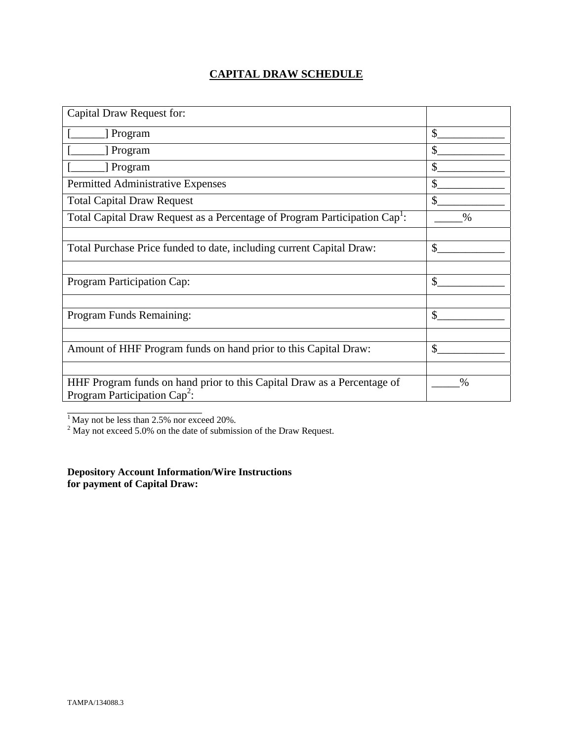# CAPITAL DRAW SCHEDULE

| Capital Draw Request for: | |
|---|---|
| [______] Program | $____________ |
| [______] Program | $____________ |
| [______] Program | $____________ |
| Permitted Administrative Expenses | $____________ |
| Total Capital Draw Request | $____________ |
| Total Capital Draw Request as a Percentage of Program Participation Cap[1]: | _____% |
| | |
| Total Purchase Price funded to date, including current Capital Draw: | $____________ |
| | |
| Program Participation Cap: | $____________ |
| | |
| Program Funds Remaining: | $____________ |
| | |
| Amount of HHF Program funds on hand prior to this Capital Draw: | $____________ |
| | |
| HHF Program funds on hand prior to this Capital Draw as a Percentage of Program Participation Cap[2]: | _____% |

[1] May not be less than 2.5% nor exceed 20%.
[2] May not exceed 5.0% on the date of submission of the Draw Request.

**Depository Account Information/Wire Instructions for payment of Capital Draw:**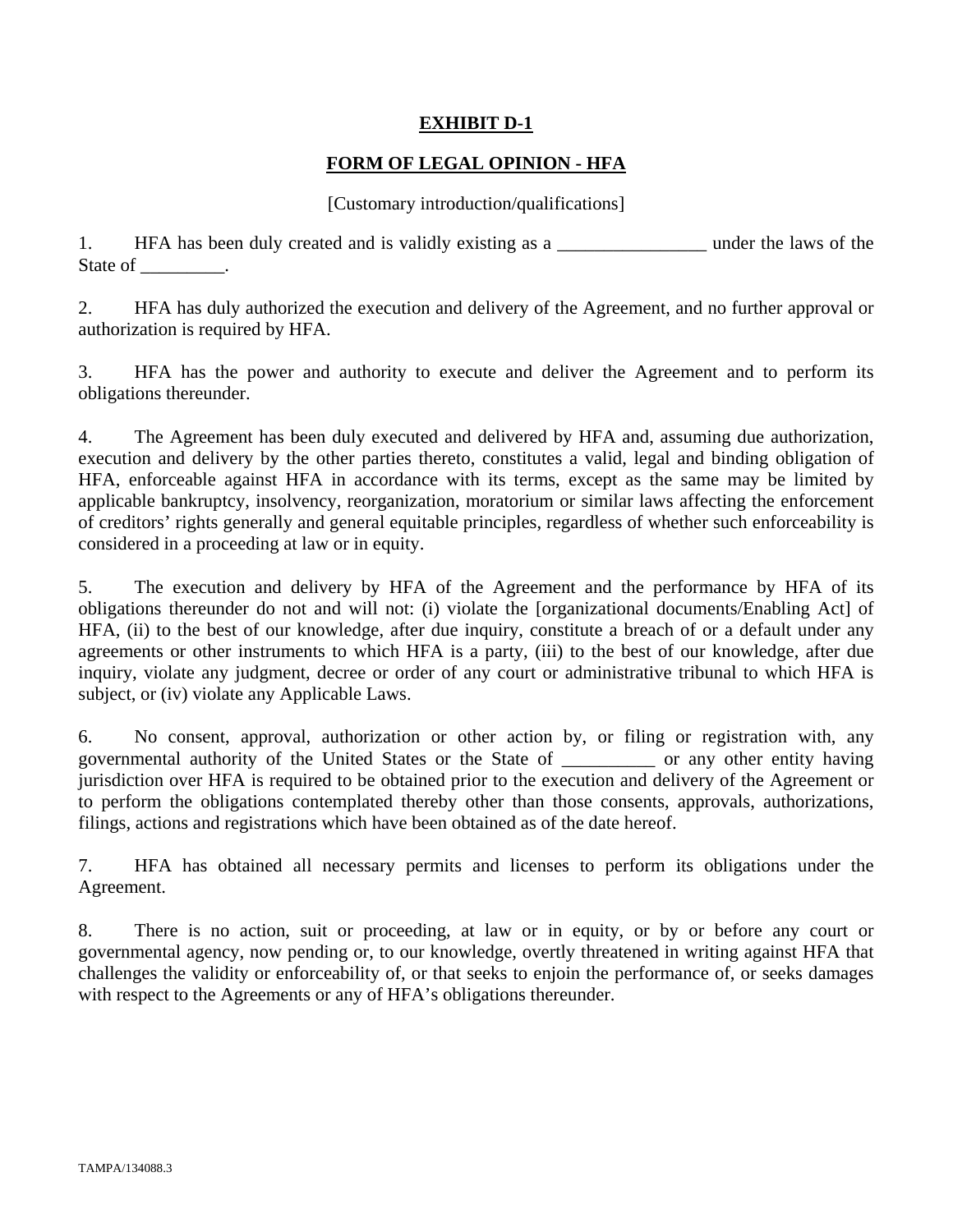**EXHIBIT D-1**

**FORM OF LEGAL OPINION - HFA**

[Customary introduction/qualifications]

1. HFA has been duly created and is validly existing as a ________________ under the laws of the State of _________.

2. HFA has duly authorized the execution and delivery of the Agreement, and no further approval or authorization is required by HFA.

3. HFA has the power and authority to execute and deliver the Agreement and to perform its obligations thereunder.

4. The Agreement has been duly executed and delivered by HFA and, assuming due authorization, execution and delivery by the other parties thereto, constitutes a valid, legal and binding obligation of HFA, enforceable against HFA in accordance with its terms, except as the same may be limited by applicable bankruptcy, insolvency, reorganization, moratorium or similar laws affecting the enforcement of creditors' rights generally and general equitable principles, regardless of whether such enforceability is considered in a proceeding at law or in equity.

5. The execution and delivery by HFA of the Agreement and the performance by HFA of its obligations thereunder do not and will not: (i) violate the [organizational documents/Enabling Act] of HFA, (ii) to the best of our knowledge, after due inquiry, constitute a breach of or a default under any agreements or other instruments to which HFA is a party, (iii) to the best of our knowledge, after due inquiry, violate any judgment, decree or order of any court or administrative tribunal to which HFA is subject, or (iv) violate any Applicable Laws.

6. No consent, approval, authorization or other action by, or filing or registration with, any governmental authority of the United States or the State of __________ or any other entity having jurisdiction over HFA is required to be obtained prior to the execution and delivery of the Agreement or to perform the obligations contemplated thereby other than those consents, approvals, authorizations, filings, actions and registrations which have been obtained as of the date hereof.

7. HFA has obtained all necessary permits and licenses to perform its obligations under the Agreement.

8. There is no action, suit or proceeding, at law or in equity, or by or before any court or governmental agency, now pending or, to our knowledge, overtly threatened in writing against HFA that challenges the validity or enforceability of, or that seeks to enjoin the performance of, or seeks damages with respect to the Agreements or any of HFA's obligations thereunder.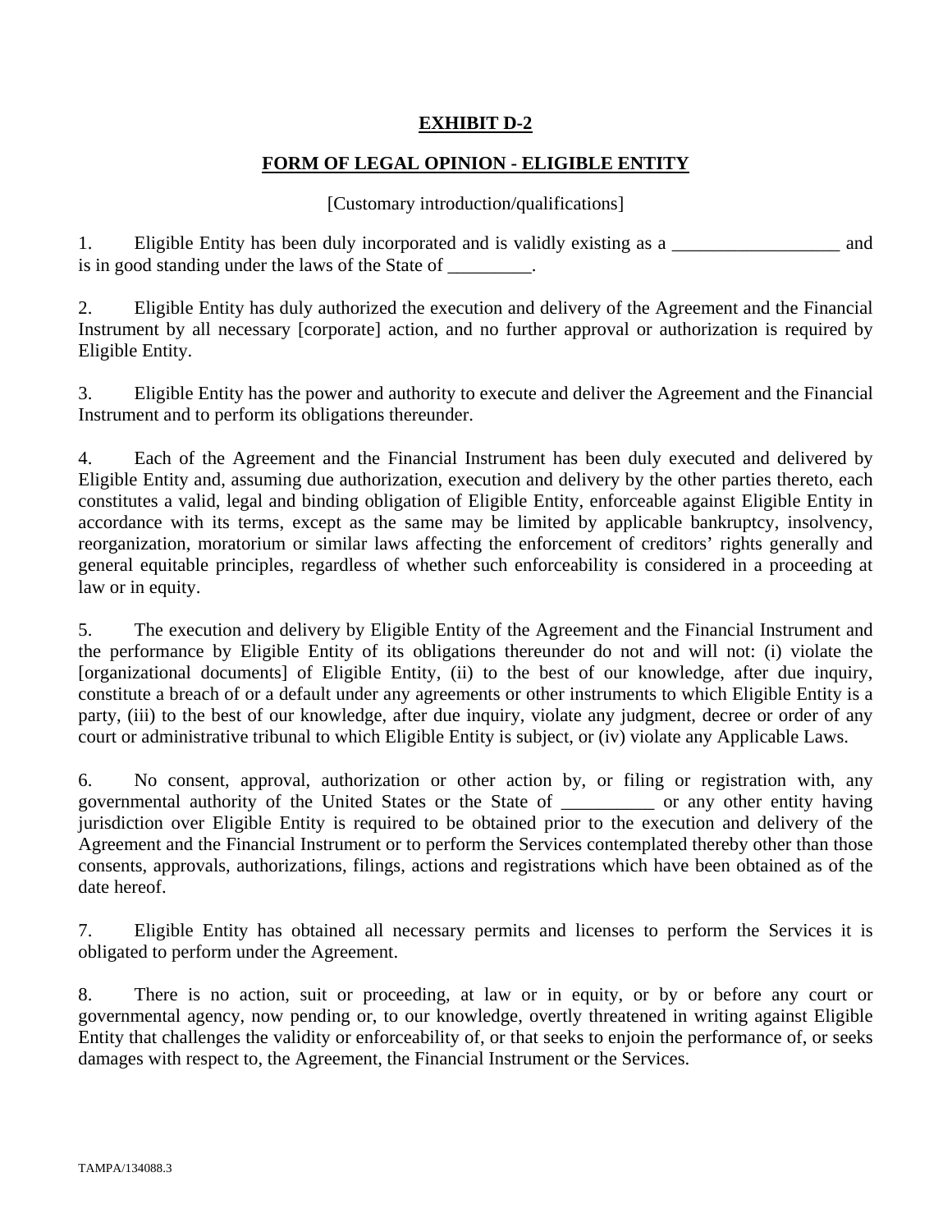# EXHIBIT D-2

## FORM OF LEGAL OPINION - ELIGIBLE ENTITY

[Customary introduction/qualifications]

1. Eligible Entity has been duly incorporated and is validly existing as a __________________ and is in good standing under the laws of the State of _________.

2. Eligible Entity has duly authorized the execution and delivery of the Agreement and the Financial Instrument by all necessary [corporate] action, and no further approval or authorization is required by Eligible Entity.

3. Eligible Entity has the power and authority to execute and deliver the Agreement and the Financial Instrument and to perform its obligations thereunder.

4. Each of the Agreement and the Financial Instrument has been duly executed and delivered by Eligible Entity and, assuming due authorization, execution and delivery by the other parties thereto, each constitutes a valid, legal and binding obligation of Eligible Entity, enforceable against Eligible Entity in accordance with its terms, except as the same may be limited by applicable bankruptcy, insolvency, reorganization, moratorium or similar laws affecting the enforcement of creditors' rights generally and general equitable principles, regardless of whether such enforceability is considered in a proceeding at law or in equity.

5. The execution and delivery by Eligible Entity of the Agreement and the Financial Instrument and the performance by Eligible Entity of its obligations thereunder do not and will not: (i) violate the [organizational documents] of Eligible Entity, (ii) to the best of our knowledge, after due inquiry, constitute a breach of or a default under any agreements or other instruments to which Eligible Entity is a party, (iii) to the best of our knowledge, after due inquiry, violate any judgment, decree or order of any court or administrative tribunal to which Eligible Entity is subject, or (iv) violate any Applicable Laws.

6. No consent, approval, authorization or other action by, or filing or registration with, any governmental authority of the United States or the State of __________ or any other entity having jurisdiction over Eligible Entity is required to be obtained prior to the execution and delivery of the Agreement and the Financial Instrument or to perform the Services contemplated thereby other than those consents, approvals, authorizations, filings, actions and registrations which have been obtained as of the date hereof.

7. Eligible Entity has obtained all necessary permits and licenses to perform the Services it is obligated to perform under the Agreement.

8. There is no action, suit or proceeding, at law or in equity, or by or before any court or governmental agency, now pending or, to our knowledge, overtly threatened in writing against Eligible Entity that challenges the validity or enforceability of, or that seeks to enjoin the performance of, or seeks damages with respect to, the Agreement, the Financial Instrument or the Services.

TAMPA/134088.3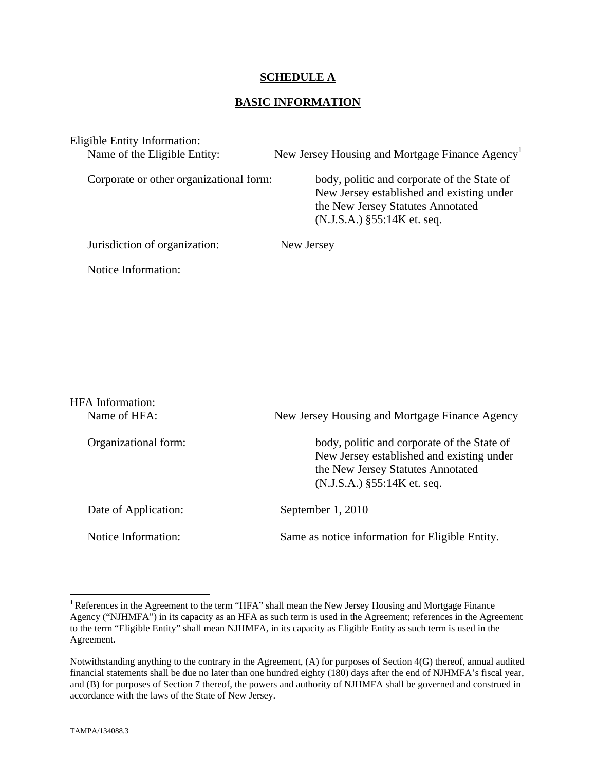# SCHEDULE A

## BASIC INFORMATION

Eligible Entity Information:

| | |
|---|---|
| Name of the Eligible Entity: | New Jersey Housing and Mortgage Finance Agency[1] |
| Corporate or other organizational form: | body, politic and corporate of the State of New Jersey established and existing under the New Jersey Statutes Annotated (N.J.S.A.) §55:14K et. seq. |
| Jurisdiction of organization: | New Jersey |
| Notice Information: | |

HFA Information:

| | |
|---|---|
| Name of HFA: | New Jersey Housing and Mortgage Finance Agency |
| Organizational form: | body, politic and corporate of the State of New Jersey established and existing under the New Jersey Statutes Annotated (N.J.S.A.) §55:14K et. seq. |
| Date of Application: | September 1, 2010 |
| Notice Information: | Same as notice information for Eligible Entity. |

[1] References in the Agreement to the term "HFA" shall mean the New Jersey Housing and Mortgage Finance Agency ("NJHMFA") in its capacity as an HFA as such term is used in the Agreement; references in the Agreement to the term "Eligible Entity" shall mean NJHMFA, in its capacity as Eligible Entity as such term is used in the Agreement.

Notwithstanding anything to the contrary in the Agreement, (A) for purposes of Section 4(G) thereof, annual audited financial statements shall be due no later than one hundred eighty (180) days after the end of NJHMFA's fiscal year, and (B) for purposes of Section 7 thereof, the powers and authority of NJHMFA shall be governed and construed in accordance with the laws of the State of New Jersey.

TAMPA/134088.3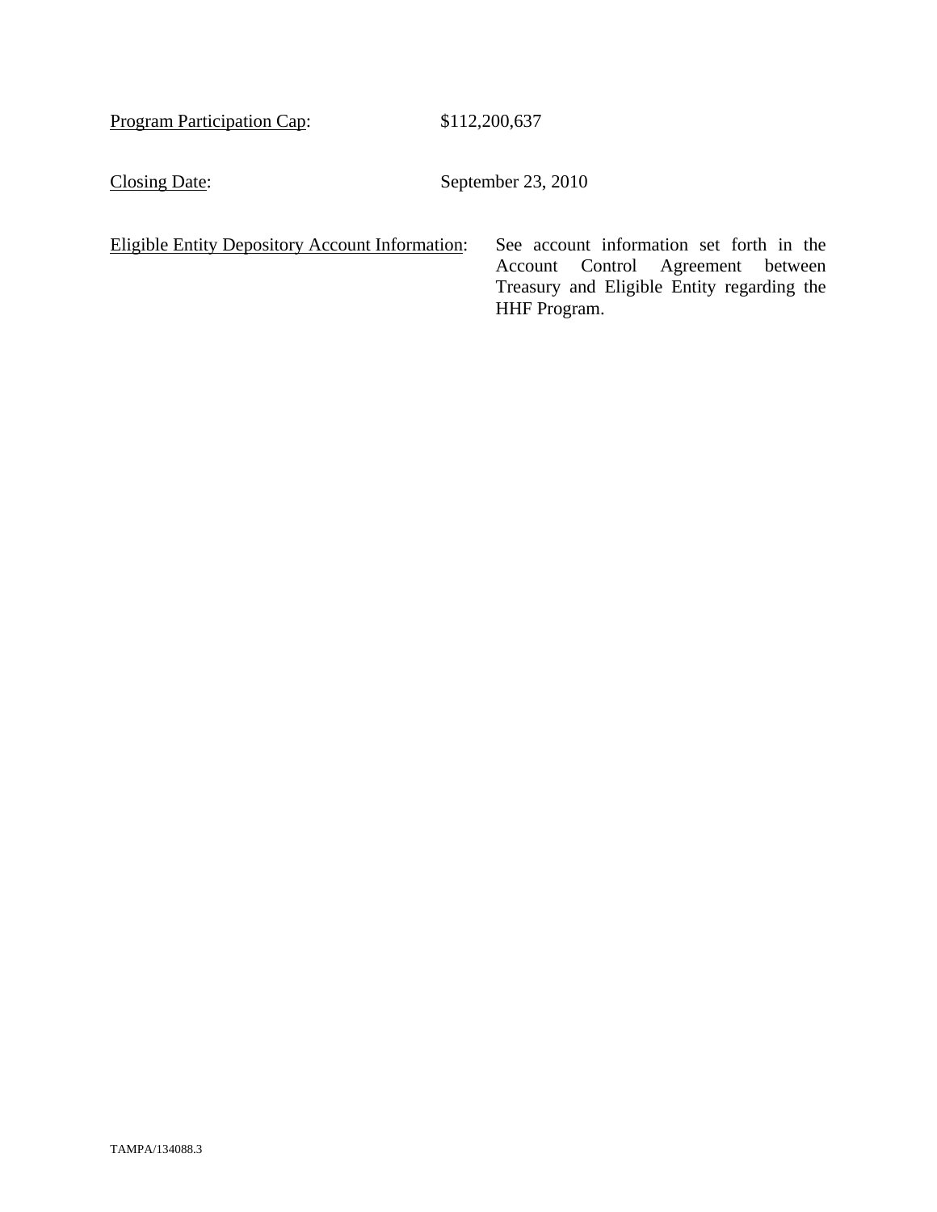Program Participation Cap: $112,200,637

Closing Date: September 23, 2010

Eligible Entity Depository Account Information: See account information set forth in the Account Control Agreement between Treasury and Eligible Entity regarding the HHF Program.

TAMPA/134088.3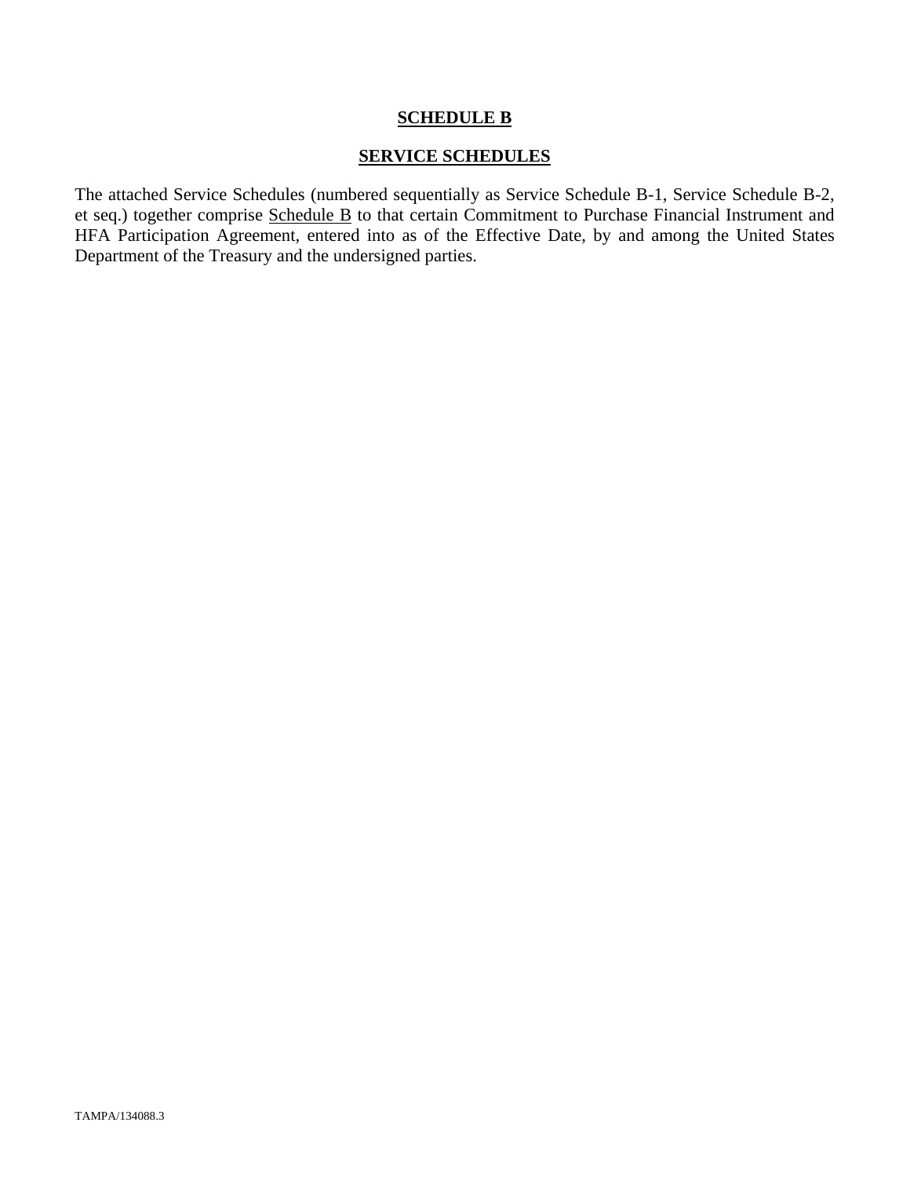**SCHEDULE B**

**SERVICE SCHEDULES**

The attached Service Schedules (numbered sequentially as Service Schedule B-1, Service Schedule B-2, et seq.) together comprise Schedule B to that certain Commitment to Purchase Financial Instrument and HFA Participation Agreement, entered into as of the Effective Date, by and among the United States Department of the Treasury and the undersigned parties.

TAMPA/134088.3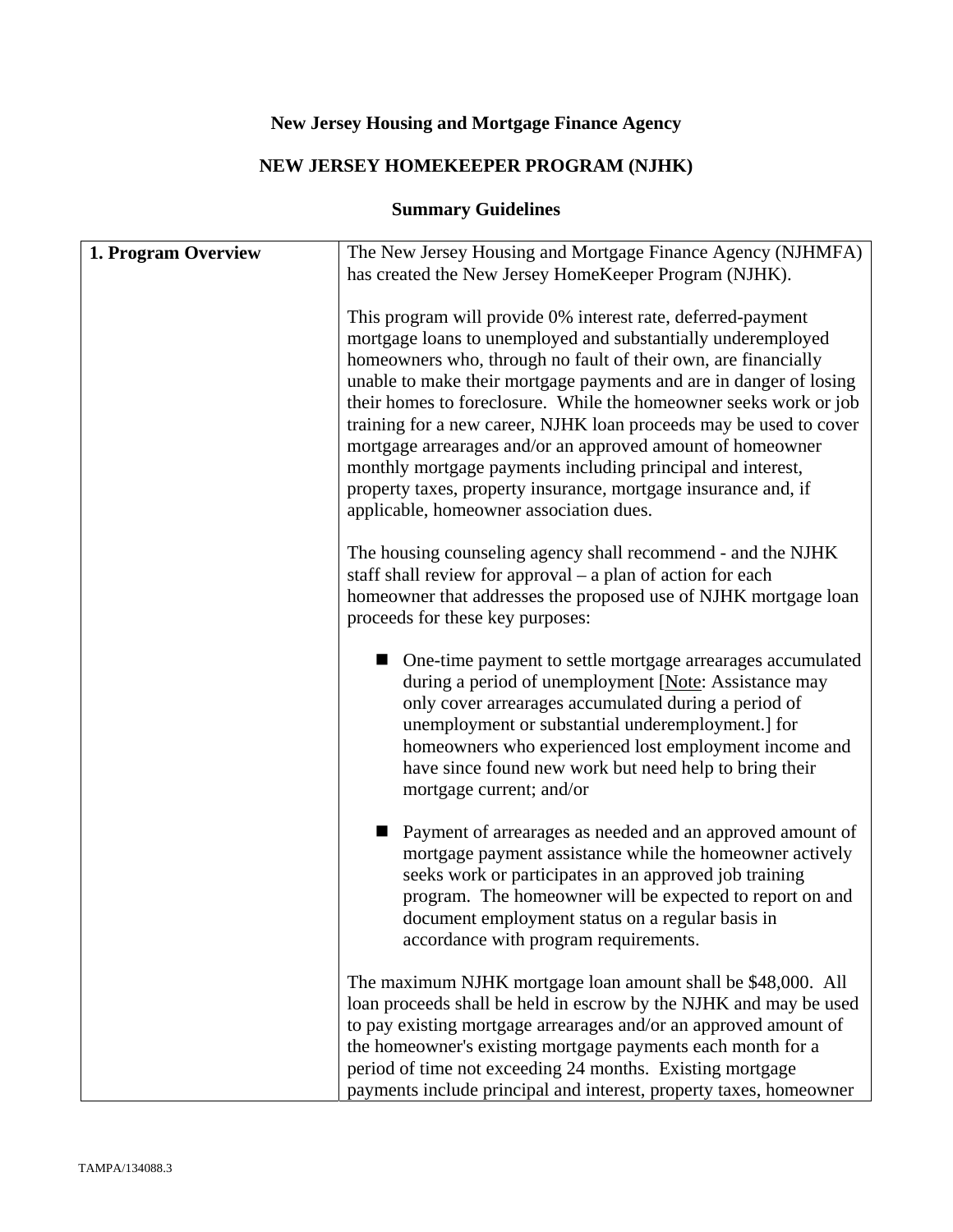**New Jersey Housing and Mortgage Finance Agency**

**NEW JERSEY HOMEKEEPER PROGRAM (NJHK)**

**Summary Guidelines**

| | |
|---|---|
| **1. Program Overview** | The New Jersey Housing and Mortgage Finance Agency (NJHMFA) has created the New Jersey HomeKeeper Program (NJHK).<br><br>This program will provide 0% interest rate, deferred-payment mortgage loans to unemployed and substantially underemployed homeowners who, through no fault of their own, are financially unable to make their mortgage payments and are in danger of losing their homes to foreclosure. While the homeowner seeks work or job training for a new career, NJHK loan proceeds may be used to cover mortgage arrearages and/or an approved amount of homeowner monthly mortgage payments including principal and interest, property taxes, property insurance, mortgage insurance and, if applicable, homeowner association dues.<br><br>The housing counseling agency shall recommend - and the NJHK staff shall review for approval – a plan of action for each homeowner that addresses the proposed use of NJHK mortgage loan proceeds for these key purposes:<br><br>■ One-time payment to settle mortgage arrearages accumulated during a period of unemployment [Note: Assistance may only cover arrearages accumulated during a period of unemployment or substantial underemployment.] for homeowners who experienced lost employment income and have since found new work but need help to bring their mortgage current; and/or<br><br>■ Payment of arrearages as needed and an approved amount of mortgage payment assistance while the homeowner actively seeks work or participates in an approved job training program. The homeowner will be expected to report on and document employment status on a regular basis in accordance with program requirements.<br><br>The maximum NJHK mortgage loan amount shall be $48,000. All loan proceeds shall be held in escrow by the NJHK and may be used to pay existing mortgage arrearages and/or an approved amount of the homeowner's existing mortgage payments each month for a period of time not exceeding 24 months. Existing mortgage payments include principal and interest, property taxes, homeowner |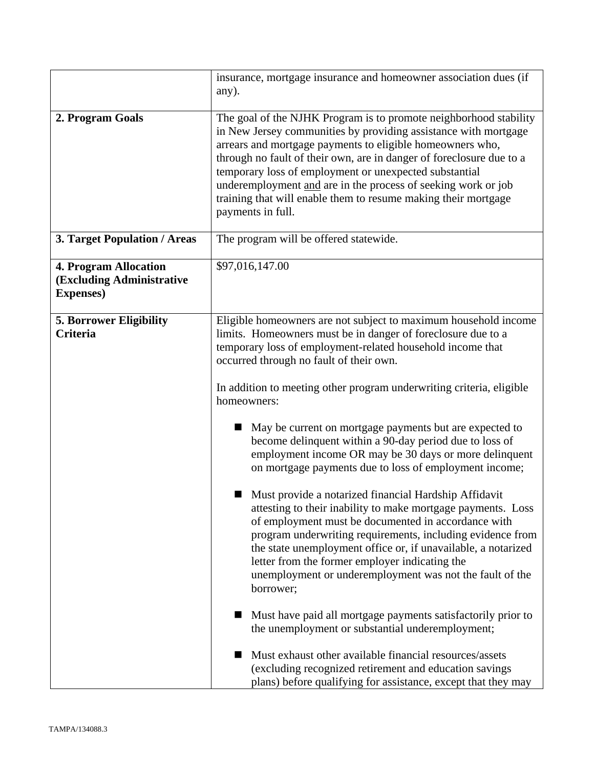| | |
|---|---|
| | insurance, mortgage insurance and homeowner association dues (if any). |
| **2. Program Goals** | The goal of the NJHK Program is to promote neighborhood stability in New Jersey communities by providing assistance with mortgage arrears and mortgage payments to eligible homeowners who, through no fault of their own, are in danger of foreclosure due to a temporary loss of employment or unexpected substantial underemployment <u>and</u> are in the process of seeking work or job training that will enable them to resume making their mortgage payments in full. |
| **3. Target Population / Areas** | The program will be offered statewide. |
| **4. Program Allocation (Excluding Administrative Expenses)** | $97,016,147.00 |
| **5. Borrower Eligibility Criteria** | Eligible homeowners are not subject to maximum household income limits. Homeowners must be in danger of foreclosure due to a temporary loss of employment-related household income that occurred through no fault of their own.<br><br>In addition to meeting other program underwriting criteria, eligible homeowners:<br><br>■ May be current on mortgage payments but are expected to become delinquent within a 90-day period due to loss of employment income OR may be 30 days or more delinquent on mortgage payments due to loss of employment income;<br><br>■ Must provide a notarized financial Hardship Affidavit attesting to their inability to make mortgage payments. Loss of employment must be documented in accordance with program underwriting requirements, including evidence from the state unemployment office or, if unavailable, a notarized letter from the former employer indicating the unemployment or underemployment was not the fault of the borrower;<br><br>■ Must have paid all mortgage payments satisfactorily prior to the unemployment or substantial underemployment;<br><br>■ Must exhaust other available financial resources/assets (excluding recognized retirement and education savings plans) before qualifying for assistance, except that they may |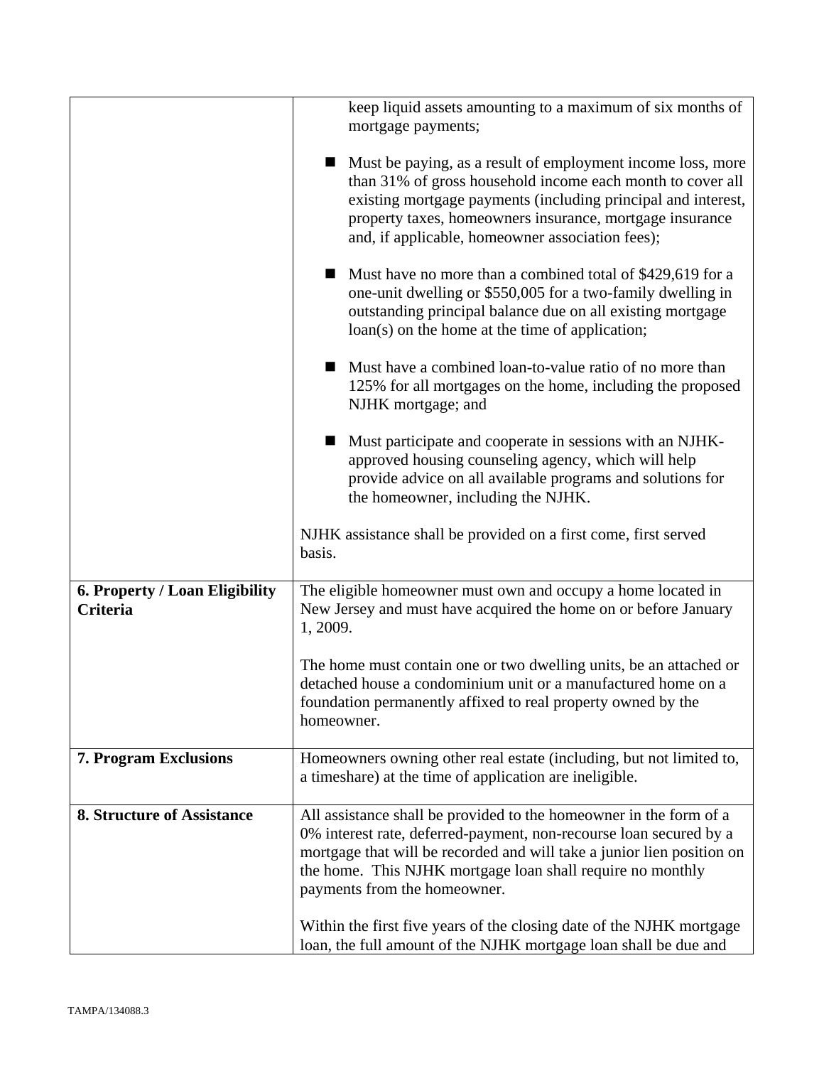| | |
|---|---|
| | keep liquid assets amounting to a maximum of six months of mortgage payments;<br><br>■ Must be paying, as a result of employment income loss, more than 31% of gross household income each month to cover all existing mortgage payments (including principal and interest, property taxes, homeowners insurance, mortgage insurance and, if applicable, homeowner association fees);<br><br>■ Must have no more than a combined total of $429,619 for a one-unit dwelling or $550,005 for a two-family dwelling in outstanding principal balance due on all existing mortgage loan(s) on the home at the time of application;<br><br>■ Must have a combined loan-to-value ratio of no more than 125% for all mortgages on the home, including the proposed NJHK mortgage; and<br><br>■ Must participate and cooperate in sessions with an NJHK-approved housing counseling agency, which will help provide advice on all available programs and solutions for the homeowner, including the NJHK.<br><br>NJHK assistance shall be provided on a first come, first served basis. |
| **6. Property / Loan Eligibility Criteria** | The eligible homeowner must own and occupy a home located in New Jersey and must have acquired the home on or before January 1, 2009.<br><br>The home must contain one or two dwelling units, be an attached or detached house a condominium unit or a manufactured home on a foundation permanently affixed to real property owned by the homeowner. |
| **7. Program Exclusions** | Homeowners owning other real estate (including, but not limited to, a timeshare) at the time of application are ineligible. |
| **8. Structure of Assistance** | All assistance shall be provided to the homeowner in the form of a 0% interest rate, deferred-payment, non-recourse loan secured by a mortgage that will be recorded and will take a junior lien position on the home. This NJHK mortgage loan shall require no monthly payments from the homeowner.<br><br>Within the first five years of the closing date of the NJHK mortgage loan, the full amount of the NJHK mortgage loan shall be due and |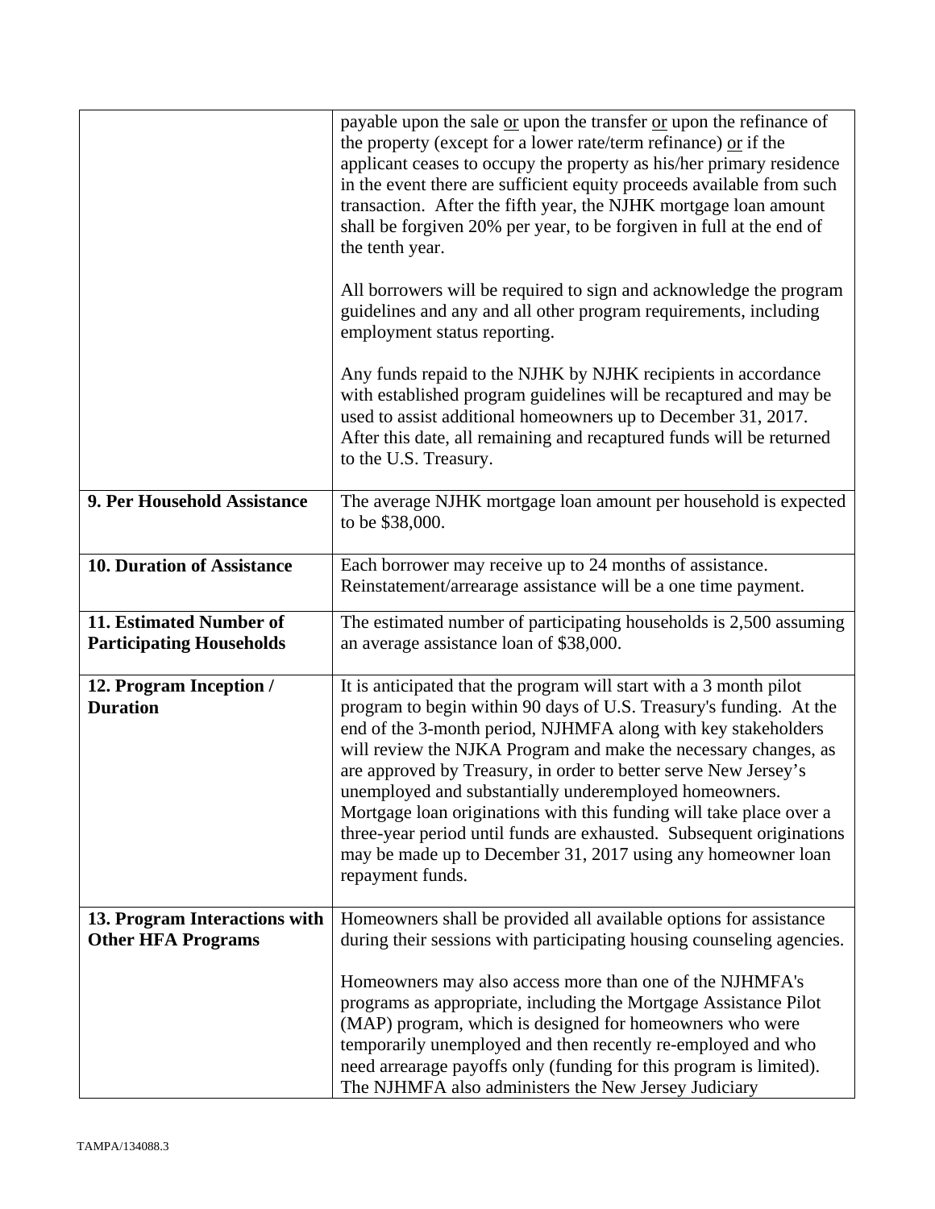| | |
|---|---|
| | payable upon the sale <u>or</u> upon the transfer <u>or</u> upon the refinance of the property (except for a lower rate/term refinance) <u>or</u> if the applicant ceases to occupy the property as his/her primary residence in the event there are sufficient equity proceeds available from such transaction. After the fifth year, the NJHK mortgage loan amount shall be forgiven 20% per year, to be forgiven in full at the end of the tenth year.<br><br>All borrowers will be required to sign and acknowledge the program guidelines and any and all other program requirements, including employment status reporting.<br><br>Any funds repaid to the NJHK by NJHK recipients in accordance with established program guidelines will be recaptured and may be used to assist additional homeowners up to December 31, 2017. After this date, all remaining and recaptured funds will be returned to the U.S. Treasury. |
| **9. Per Household Assistance** | The average NJHK mortgage loan amount per household is expected to be $38,000. |
| **10. Duration of Assistance** | Each borrower may receive up to 24 months of assistance. Reinstatement/arrearage assistance will be a one time payment. |
| **11. Estimated Number of Participating Households** | The estimated number of participating households is 2,500 assuming an average assistance loan of $38,000. |
| **12. Program Inception / Duration** | It is anticipated that the program will start with a 3 month pilot program to begin within 90 days of U.S. Treasury's funding. At the end of the 3-month period, NJHMFA along with key stakeholders will review the NJKA Program and make the necessary changes, as are approved by Treasury, in order to better serve New Jersey's unemployed and substantially underemployed homeowners. Mortgage loan originations with this funding will take place over a three-year period until funds are exhausted. Subsequent originations may be made up to December 31, 2017 using any homeowner loan repayment funds. |
| **13. Program Interactions with Other HFA Programs** | Homeowners shall be provided all available options for assistance during their sessions with participating housing counseling agencies.<br><br>Homeowners may also access more than one of the NJHMFA's programs as appropriate, including the Mortgage Assistance Pilot (MAP) program, which is designed for homeowners who were temporarily unemployed and then recently re-employed and who need arrearage payoffs only (funding for this program is limited). The NJHMFA also administers the New Jersey Judiciary |

TAMPA/134088.3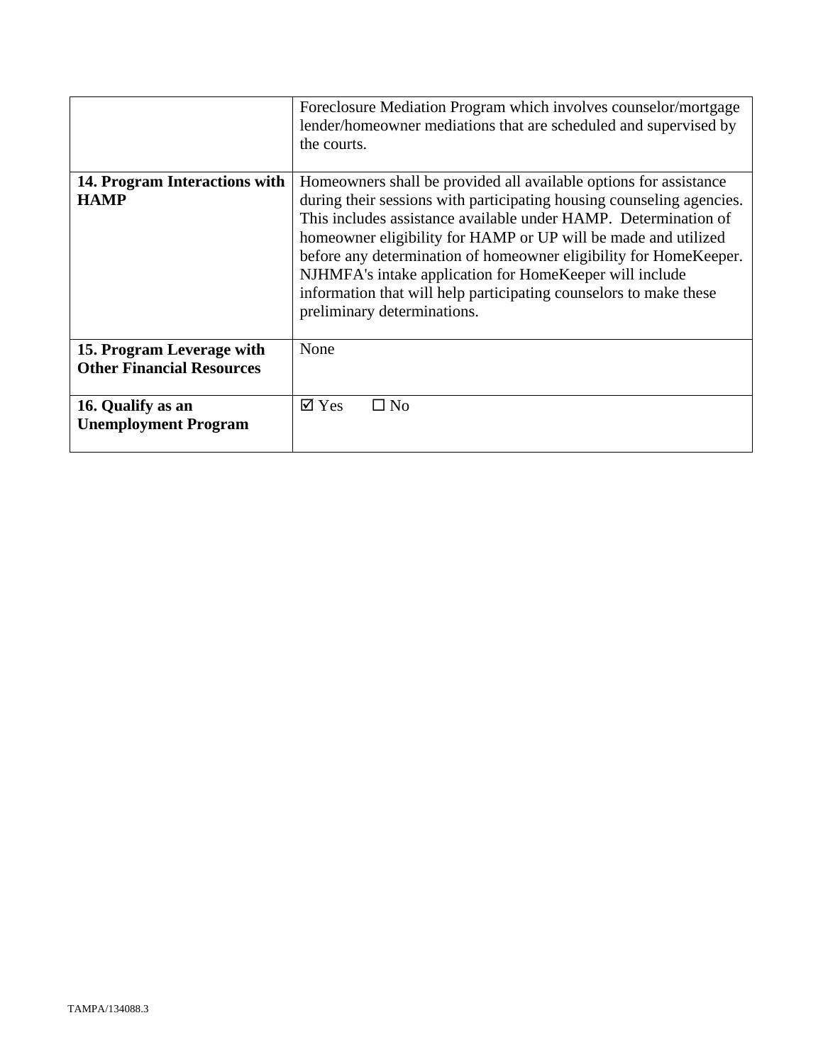| | |
|---|---|
| | Foreclosure Mediation Program which involves counselor/mortgage lender/homeowner mediations that are scheduled and supervised by the courts. |
| **14. Program Interactions with HAMP** | Homeowners shall be provided all available options for assistance during their sessions with participating housing counseling agencies. This includes assistance available under HAMP. Determination of homeowner eligibility for HAMP or UP will be made and utilized before any determination of homeowner eligibility for HomeKeeper. NJHMFA's intake application for HomeKeeper will include information that will help participating counselors to make these preliminary determinations. |
| **15. Program Leverage with Other Financial Resources** | None |
| **16. Qualify as an Unemployment Program** | ☑ Yes ☐ No |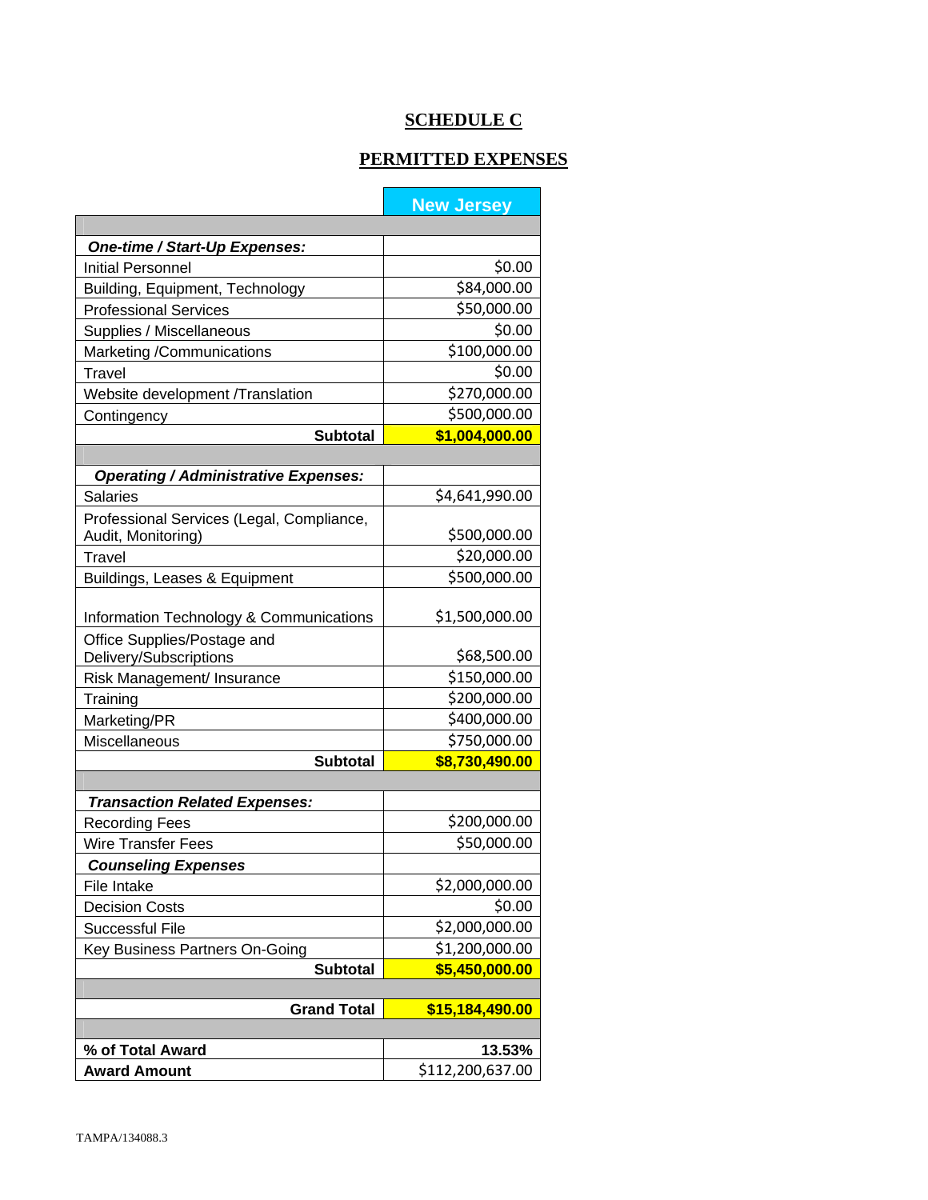## SCHEDULE C

## PERMITTED EXPENSES

| | New Jersey |
|---|---|
| | |
| ***One-time / Start-Up Expenses:*** | |
| Initial Personnel | $0.00 |
| Building, Equipment, Technology | $84,000.00 |
| Professional Services | $50,000.00 |
| Supplies / Miscellaneous | $0.00 |
| Marketing /Communications | $100,000.00 |
| Travel | $0.00 |
| Website development /Translation | $270,000.00 |
| Contingency | $500,000.00 |
| **Subtotal** | **$1,004,000.00** |
| | |
| ***Operating / Administrative Expenses:*** | |
| Salaries | $4,641,990.00 |
| Professional Services (Legal, Compliance, Audit, Monitoring) | $500,000.00 |
| Travel | $20,000.00 |
| Buildings, Leases & Equipment | $500,000.00 |
| Information Technology & Communications | $1,500,000.00 |
| Office Supplies/Postage and Delivery/Subscriptions | $68,500.00 |
| Risk Management/ Insurance | $150,000.00 |
| Training | $200,000.00 |
| Marketing/PR | $400,000.00 |
| Miscellaneous | $750,000.00 |
| **Subtotal** | **$8,730,490.00** |
| | |
| ***Transaction Related Expenses:*** | |
| Recording Fees | $200,000.00 |
| Wire Transfer Fees | $50,000.00 |
| ***Counseling Expenses*** | |
| File Intake | $2,000,000.00 |
| Decision Costs | $0.00 |
| Successful File | $2,000,000.00 |
| Key Business Partners On-Going | $1,200,000.00 |
| **Subtotal** | **$5,450,000.00** |
| | |
| **Grand Total** | **$15,184,490.00** |
| | |
| **% of Total Award** | **13.53%** |
| **Award Amount** | $112,200,637.00 |

TAMPA/134088.3